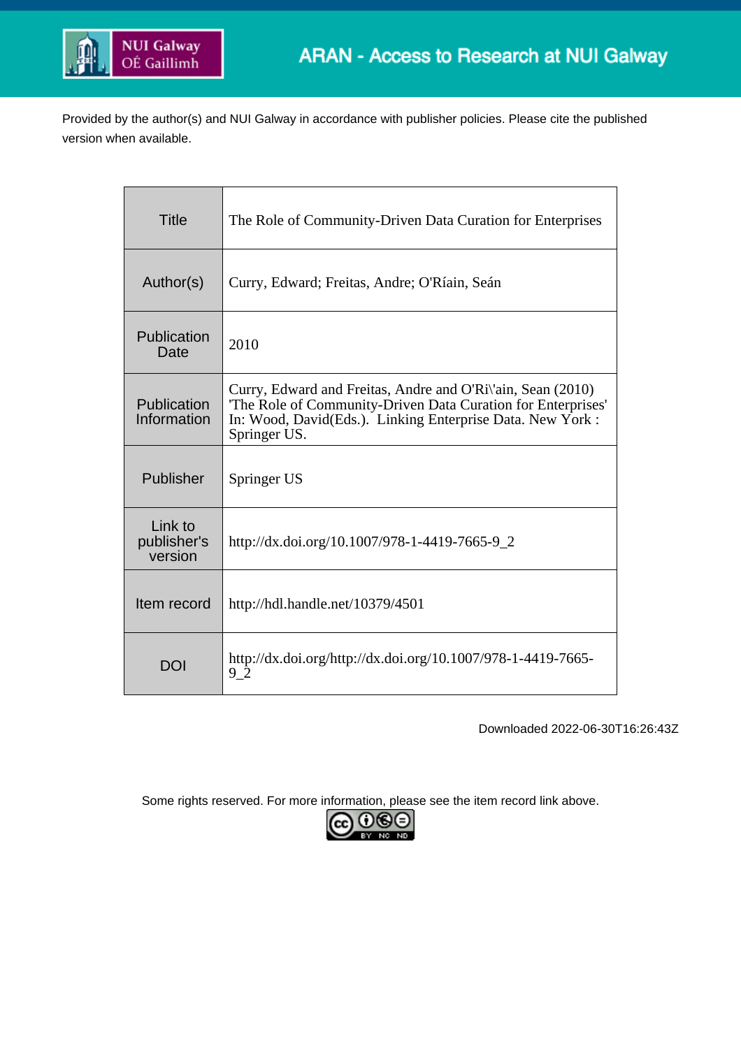NUI Galway
OÉ Gaillimh

ARAN - Access to Research at NUI Galway

Provided by the author(s) and NUI Galway in accordance with publisher policies. Please cite the published version when available.

| | |
|---|---|
| Title | The Role of Community-Driven Data Curation for Enterprises |
| Author(s) | Curry, Edward; Freitas, Andre; O'Ríain, Seán |
| Publication Date | 2010 |
| Publication Information | Curry, Edward and Freitas, Andre and O'Ri\'ain, Sean (2010) 'The Role of Community-Driven Data Curation for Enterprises' In: Wood, David(Eds.). Linking Enterprise Data. New York : Springer US. |
| Publisher | Springer US |
| Link to publisher's version | http://dx.doi.org/10.1007/978-1-4419-7665-9_2 |
| Item record | http://hdl.handle.net/10379/4501 |
| DOI | http://dx.doi.org/http://dx.doi.org/10.1007/978-1-4419-7665-9_2 |

Downloaded 2022-06-30T16:26:43Z

Some rights reserved. For more information, please see the item record link above.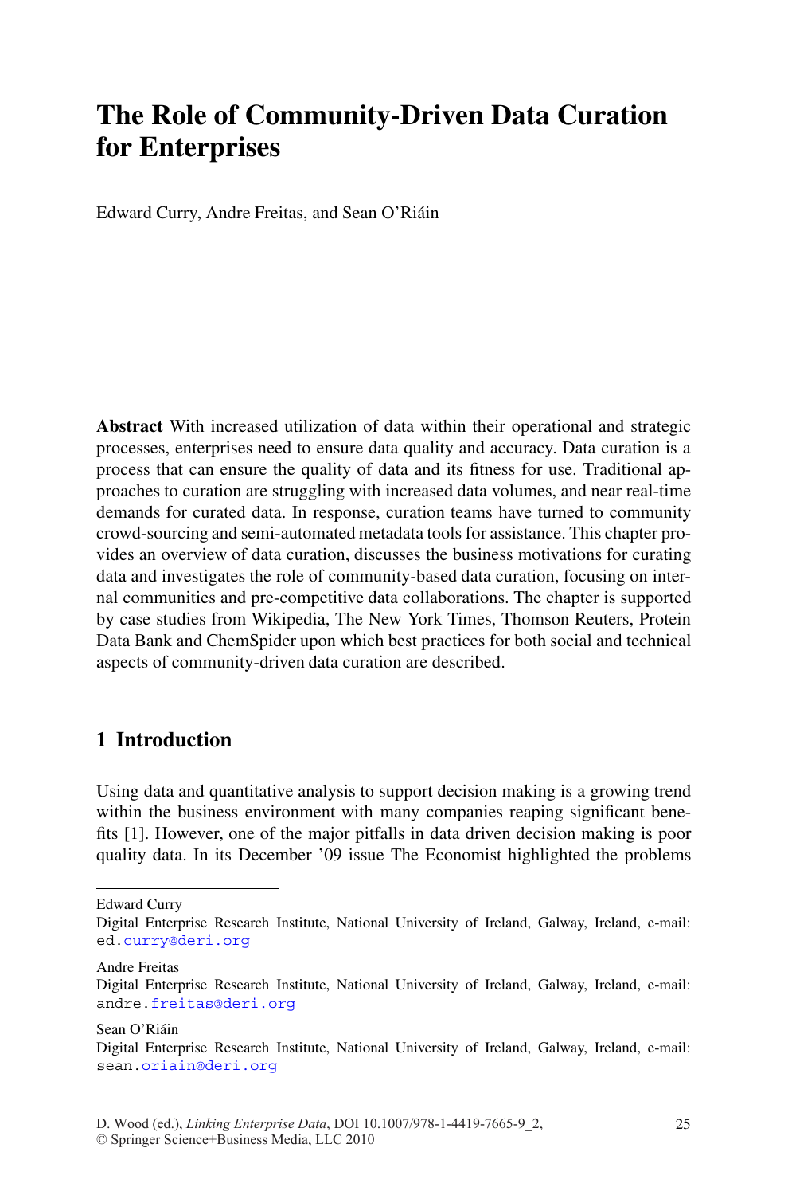# The Role of Community-Driven Data Curation for Enterprises

Edward Curry, Andre Freitas, and Sean O'Riáin

**Abstract** With increased utilization of data within their operational and strategic processes, enterprises need to ensure data quality and accuracy. Data curation is a process that can ensure the quality of data and its fitness for use. Traditional approaches to curation are struggling with increased data volumes, and near real-time demands for curated data. In response, curation teams have turned to community crowd-sourcing and semi-automated metadata tools for assistance. This chapter provides an overview of data curation, discusses the business motivations for curating data and investigates the role of community-based data curation, focusing on internal communities and pre-competitive data collaborations. The chapter is supported by case studies from Wikipedia, The New York Times, Thomson Reuters, Protein Data Bank and ChemSpider upon which best practices for both social and technical aspects of community-driven data curation are described.

## 1 Introduction

Using data and quantitative analysis to support decision making is a growing trend within the business environment with many companies reaping significant benefits [1]. However, one of the major pitfalls in data driven decision making is poor quality data. In its December '09 issue The Economist highlighted the problems

---

Edward Curry
Digital Enterprise Research Institute, National University of Ireland, Galway, Ireland, e-mail: ed.curry@deri.org

Andre Freitas
Digital Enterprise Research Institute, National University of Ireland, Galway, Ireland, e-mail: andre.freitas@deri.org

Sean O'Riáin
Digital Enterprise Research Institute, National University of Ireland, Galway, Ireland, e-mail: sean.oriain@deri.org

D. Wood (ed.), *Linking Enterprise Data*, DOI 10.1007/978-1-4419-7665-9_2,
© Springer Science+Business Media, LLC 2010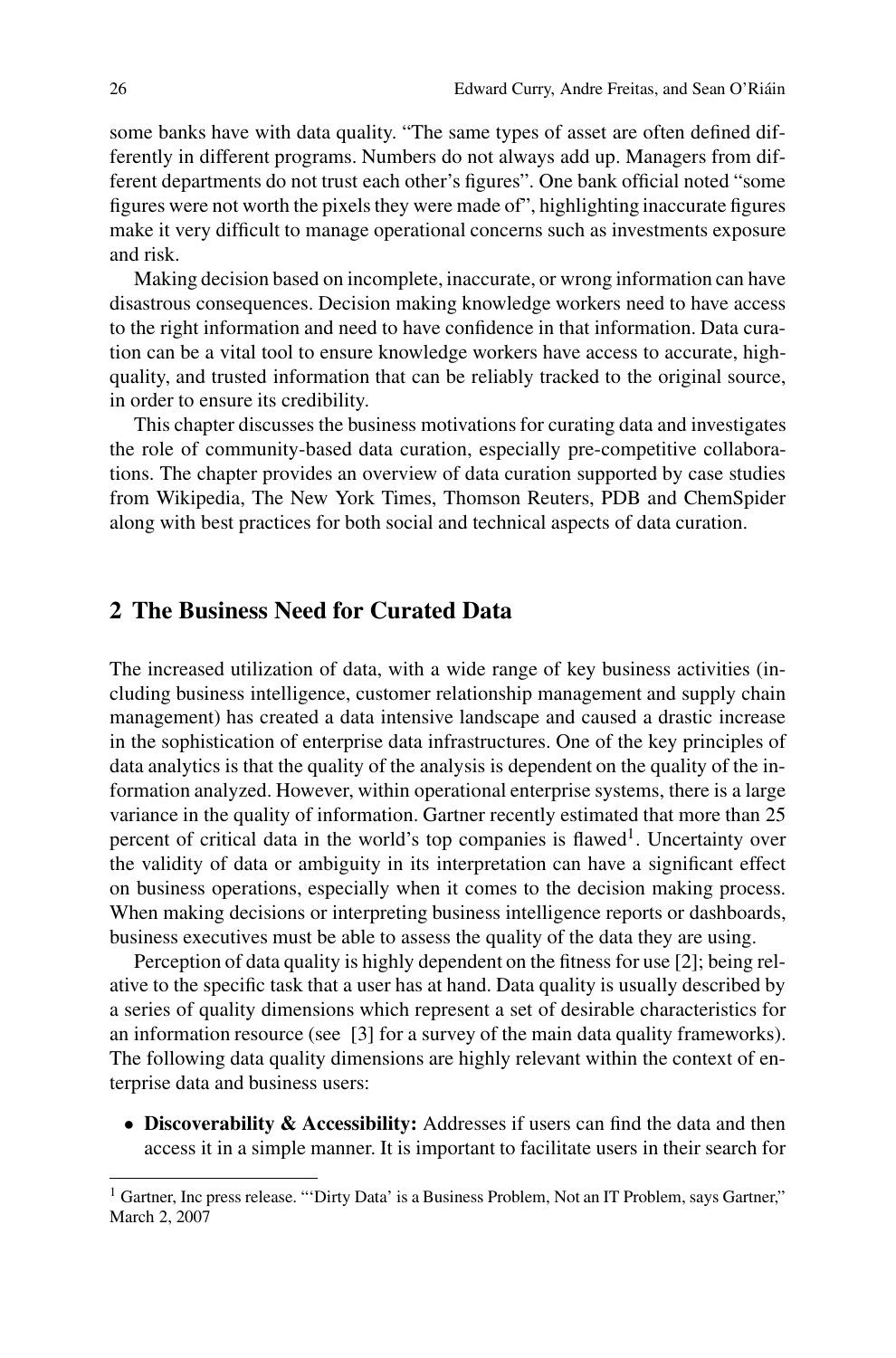some banks have with data quality. "The same types of asset are often defined differently in different programs. Numbers do not always add up. Managers from different departments do not trust each other's figures". One bank official noted "some figures were not worth the pixels they were made of", highlighting inaccurate figures make it very difficult to manage operational concerns such as investments exposure and risk.

Making decision based on incomplete, inaccurate, or wrong information can have disastrous consequences. Decision making knowledge workers need to have access to the right information and need to have confidence in that information. Data curation can be a vital tool to ensure knowledge workers have access to accurate, high-quality, and trusted information that can be reliably tracked to the original source, in order to ensure its credibility.

This chapter discusses the business motivations for curating data and investigates the role of community-based data curation, especially pre-competitive collaborations. The chapter provides an overview of data curation supported by case studies from Wikipedia, The New York Times, Thomson Reuters, PDB and ChemSpider along with best practices for both social and technical aspects of data curation.

## 2 The Business Need for Curated Data

The increased utilization of data, with a wide range of key business activities (including business intelligence, customer relationship management and supply chain management) has created a data intensive landscape and caused a drastic increase in the sophistication of enterprise data infrastructures. One of the key principles of data analytics is that the quality of the analysis is dependent on the quality of the information analyzed. However, within operational enterprise systems, there is a large variance in the quality of information. Gartner recently estimated that more than 25 percent of critical data in the world's top companies is flawed[1]. Uncertainty over the validity of data or ambiguity in its interpretation can have a significant effect on business operations, especially when it comes to the decision making process. When making decisions or interpreting business intelligence reports or dashboards, business executives must be able to assess the quality of the data they are using.

Perception of data quality is highly dependent on the fitness for use [2]; being relative to the specific task that a user has at hand. Data quality is usually described by a series of quality dimensions which represent a set of desirable characteristics for an information resource (see [3] for a survey of the main data quality frameworks). The following data quality dimensions are highly relevant within the context of enterprise data and business users:

- **Discoverability & Accessibility:** Addresses if users can find the data and then access it in a simple manner. It is important to facilitate users in their search for

[1] Gartner, Inc press release. "'Dirty Data' is a Business Problem, Not an IT Problem, says Gartner," March 2, 2007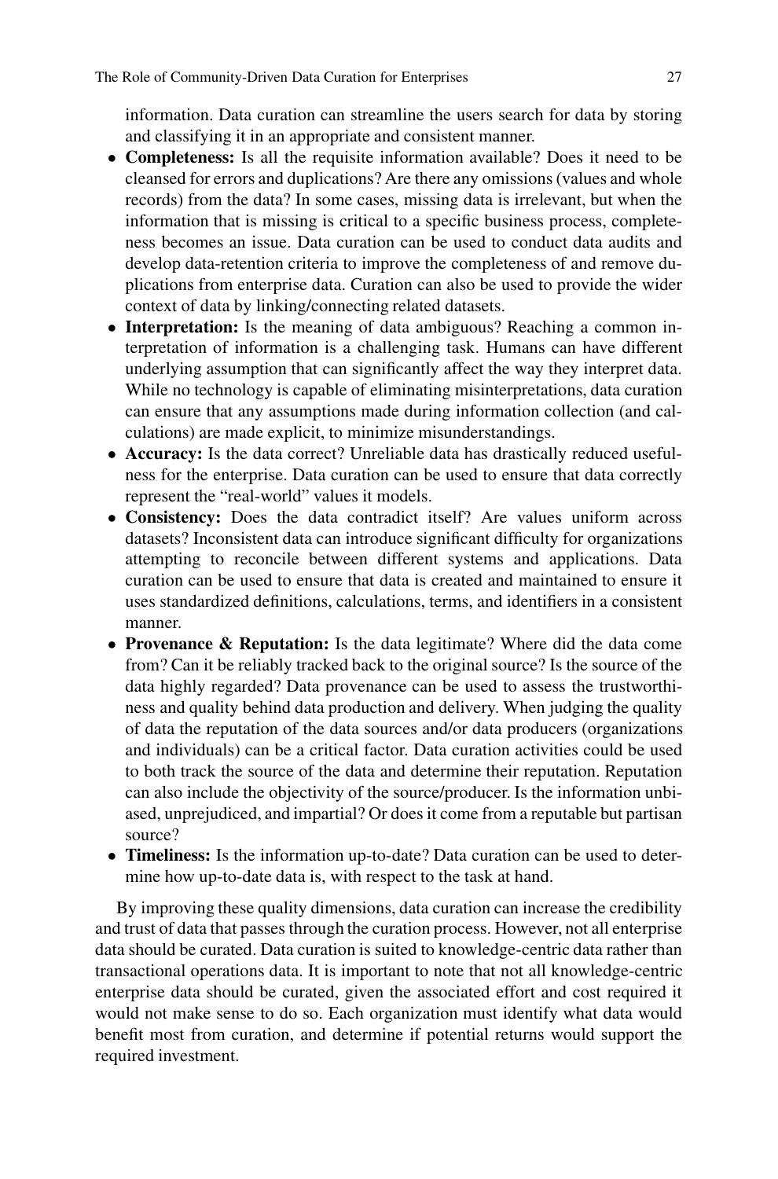information. Data curation can streamline the users search for data by storing and classifying it in an appropriate and consistent manner.

- **Completeness:** Is all the requisite information available? Does it need to be cleansed for errors and duplications? Are there any omissions (values and whole records) from the data? In some cases, missing data is irrelevant, but when the information that is missing is critical to a specific business process, completeness becomes an issue. Data curation can be used to conduct data audits and develop data-retention criteria to improve the completeness of and remove duplications from enterprise data. Curation can also be used to provide the wider context of data by linking/connecting related datasets.
- **Interpretation:** Is the meaning of data ambiguous? Reaching a common interpretation of information is a challenging task. Humans can have different underlying assumption that can significantly affect the way they interpret data. While no technology is capable of eliminating misinterpretations, data curation can ensure that any assumptions made during information collection (and calculations) are made explicit, to minimize misunderstandings.
- **Accuracy:** Is the data correct? Unreliable data has drastically reduced usefulness for the enterprise. Data curation can be used to ensure that data correctly represent the "real-world" values it models.
- **Consistency:** Does the data contradict itself? Are values uniform across datasets? Inconsistent data can introduce significant difficulty for organizations attempting to reconcile between different systems and applications. Data curation can be used to ensure that data is created and maintained to ensure it uses standardized definitions, calculations, terms, and identifiers in a consistent manner.
- **Provenance & Reputation:** Is the data legitimate? Where did the data come from? Can it be reliably tracked back to the original source? Is the source of the data highly regarded? Data provenance can be used to assess the trustworthiness and quality behind data production and delivery. When judging the quality of data the reputation of the data sources and/or data producers (organizations and individuals) can be a critical factor. Data curation activities could be used to both track the source of the data and determine their reputation. Reputation can also include the objectivity of the source/producer. Is the information unbiased, unprejudiced, and impartial? Or does it come from a reputable but partisan source?
- **Timeliness:** Is the information up-to-date? Data curation can be used to determine how up-to-date data is, with respect to the task at hand.

By improving these quality dimensions, data curation can increase the credibility and trust of data that passes through the curation process. However, not all enterprise data should be curated. Data curation is suited to knowledge-centric data rather than transactional operations data. It is important to note that not all knowledge-centric enterprise data should be curated, given the associated effort and cost required it would not make sense to do so. Each organization must identify what data would benefit most from curation, and determine if potential returns would support the required investment.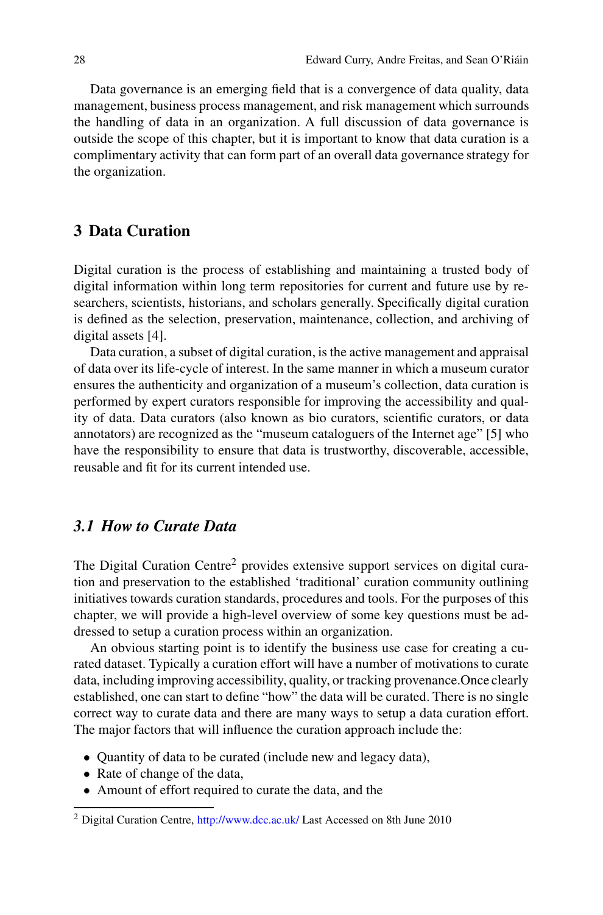Data governance is an emerging field that is a convergence of data quality, data management, business process management, and risk management which surrounds the handling of data in an organization. A full discussion of data governance is outside the scope of this chapter, but it is important to know that data curation is a complimentary activity that can form part of an overall data governance strategy for the organization.

## 3 Data Curation

Digital curation is the process of establishing and maintaining a trusted body of digital information within long term repositories for current and future use by researchers, scientists, historians, and scholars generally. Specifically digital curation is defined as the selection, preservation, maintenance, collection, and archiving of digital assets [4].

Data curation, a subset of digital curation, is the active management and appraisal of data over its life-cycle of interest. In the same manner in which a museum curator ensures the authenticity and organization of a museum's collection, data curation is performed by expert curators responsible for improving the accessibility and quality of data. Data curators (also known as bio curators, scientific curators, or data annotators) are recognized as the "museum cataloguers of the Internet age" [5] who have the responsibility to ensure that data is trustworthy, discoverable, accessible, reusable and fit for its current intended use.

### *3.1 How to Curate Data*

The Digital Curation Centre[2] provides extensive support services on digital curation and preservation to the established 'traditional' curation community outlining initiatives towards curation standards, procedures and tools. For the purposes of this chapter, we will provide a high-level overview of some key questions must be addressed to setup a curation process within an organization.

An obvious starting point is to identify the business use case for creating a curated dataset. Typically a curation effort will have a number of motivations to curate data, including improving accessibility, quality, or tracking provenance.Once clearly established, one can start to define "how" the data will be curated. There is no single correct way to curate data and there are many ways to setup a data curation effort. The major factors that will influence the curation approach include the:

- Quantity of data to be curated (include new and legacy data),
- Rate of change of the data,
- Amount of effort required to curate the data, and the

[2] Digital Curation Centre, http://www.dcc.ac.uk/ Last Accessed on 8th June 2010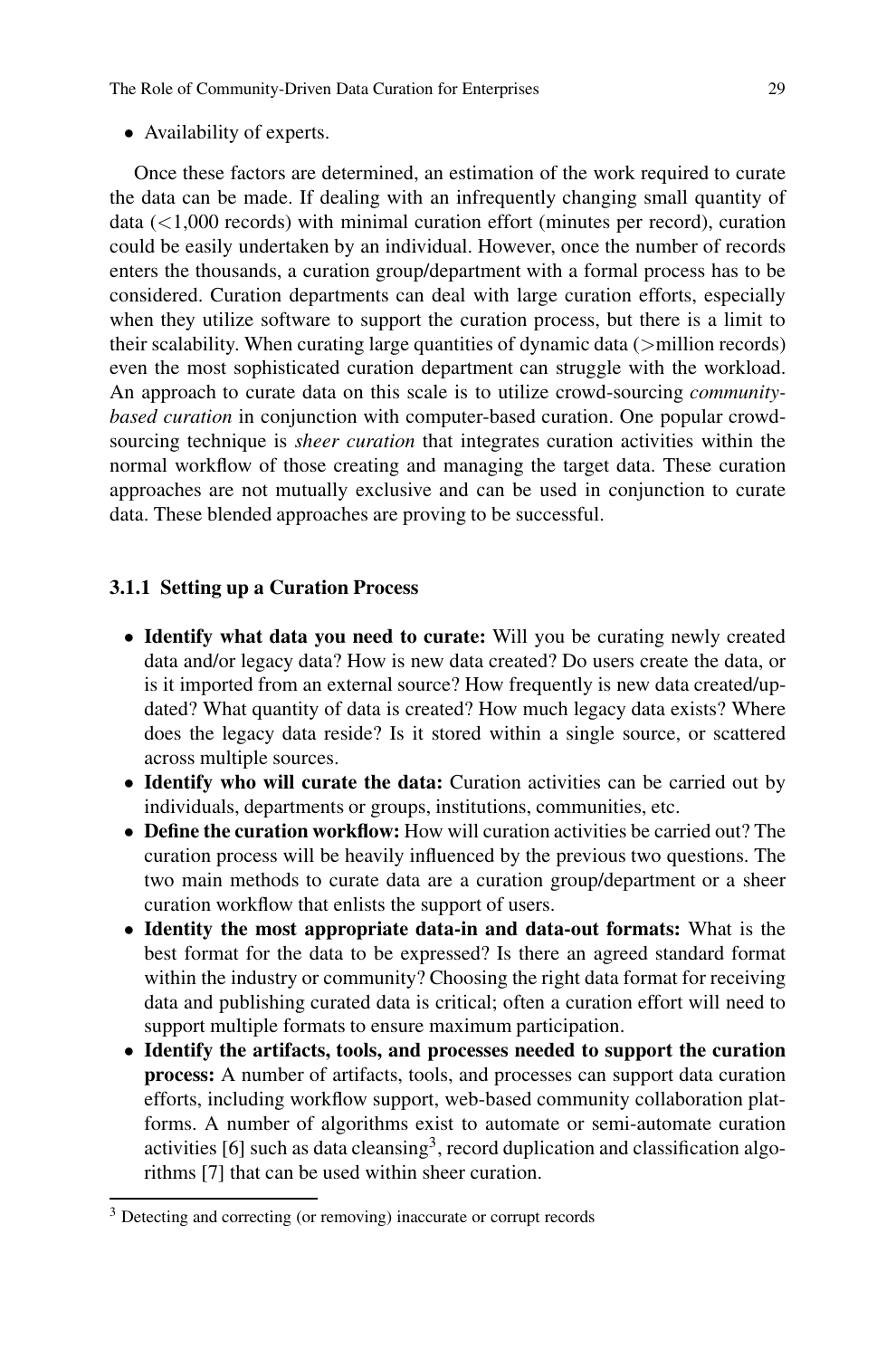- Availability of experts.

Once these factors are determined, an estimation of the work required to curate the data can be made. If dealing with an infrequently changing small quantity of data (<1,000 records) with minimal curation effort (minutes per record), curation could be easily undertaken by an individual. However, once the number of records enters the thousands, a curation group/department with a formal process has to be considered. Curation departments can deal with large curation efforts, especially when they utilize software to support the curation process, but there is a limit to their scalability. When curating large quantities of dynamic data (>million records) even the most sophisticated curation department can struggle with the workload. An approach to curate data on this scale is to utilize crowd-sourcing *community-based curation* in conjunction with computer-based curation. One popular crowd-sourcing technique is *sheer curation* that integrates curation activities within the normal workflow of those creating and managing the target data. These curation approaches are not mutually exclusive and can be used in conjunction to curate data. These blended approaches are proving to be successful.

### 3.1.1 Setting up a Curation Process

- **Identify what data you need to curate:** Will you be curating newly created data and/or legacy data? How is new data created? Do users create the data, or is it imported from an external source? How frequently is new data created/updated? What quantity of data is created? How much legacy data exists? Where does the legacy data reside? Is it stored within a single source, or scattered across multiple sources.
- **Identify who will curate the data:** Curation activities can be carried out by individuals, departments or groups, institutions, communities, etc.
- **Define the curation workflow:** How will curation activities be carried out? The curation process will be heavily influenced by the previous two questions. The two main methods to curate data are a curation group/department or a sheer curation workflow that enlists the support of users.
- **Identity the most appropriate data-in and data-out formats:** What is the best format for the data to be expressed? Is there an agreed standard format within the industry or community? Choosing the right data format for receiving data and publishing curated data is critical; often a curation effort will need to support multiple formats to ensure maximum participation.
- **Identify the artifacts, tools, and processes needed to support the curation process:** A number of artifacts, tools, and processes can support data curation efforts, including workflow support, web-based community collaboration platforms. A number of algorithms exist to automate or semi-automate curation activities [6] such as data cleansing[3], record duplication and classification algorithms [7] that can be used within sheer curation.

[3] Detecting and correcting (or removing) inaccurate or corrupt records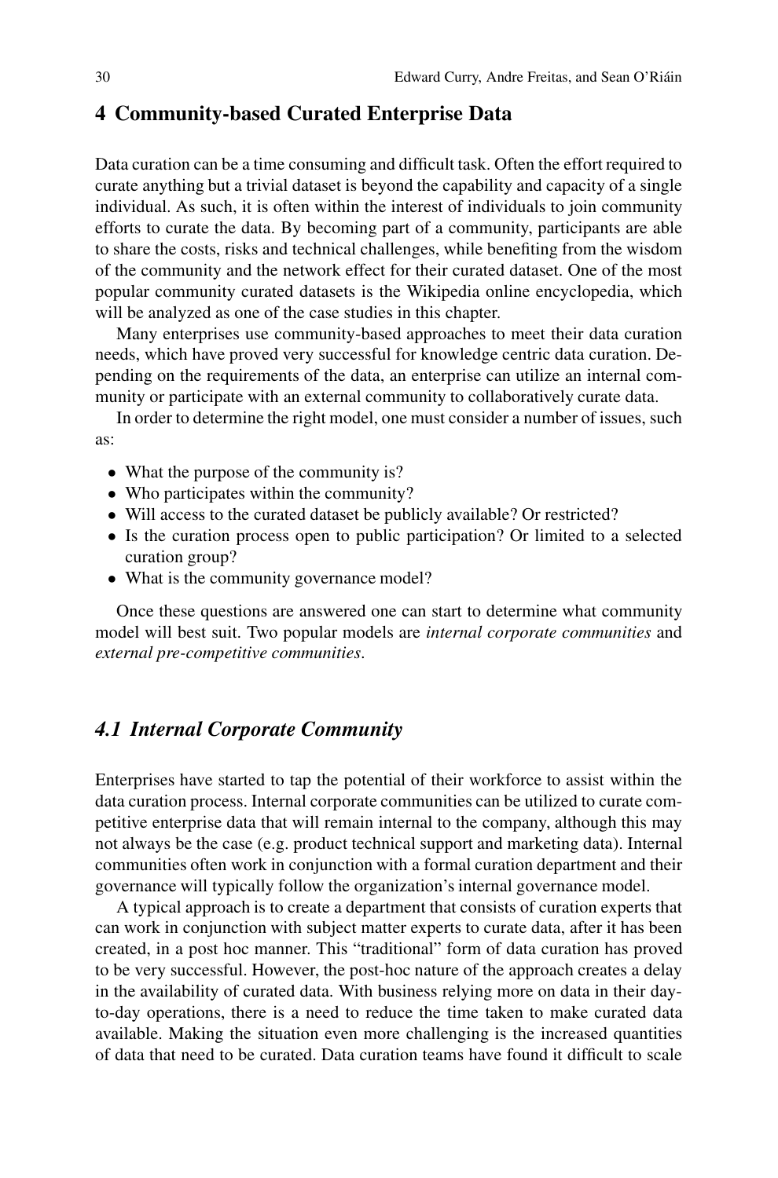## 4 Community-based Curated Enterprise Data

Data curation can be a time consuming and difficult task. Often the effort required to curate anything but a trivial dataset is beyond the capability and capacity of a single individual. As such, it is often within the interest of individuals to join community efforts to curate the data. By becoming part of a community, participants are able to share the costs, risks and technical challenges, while benefiting from the wisdom of the community and the network effect for their curated dataset. One of the most popular community curated datasets is the Wikipedia online encyclopedia, which will be analyzed as one of the case studies in this chapter.

Many enterprises use community-based approaches to meet their data curation needs, which have proved very successful for knowledge centric data curation. Depending on the requirements of the data, an enterprise can utilize an internal community or participate with an external community to collaboratively curate data.

In order to determine the right model, one must consider a number of issues, such as:

- What the purpose of the community is?
- Who participates within the community?
- Will access to the curated dataset be publicly available? Or restricted?
- Is the curation process open to public participation? Or limited to a selected curation group?
- What is the community governance model?

Once these questions are answered one can start to determine what community model will best suit. Two popular models are *internal corporate communities* and *external pre-competitive communities*.

### *4.1 Internal Corporate Community*

Enterprises have started to tap the potential of their workforce to assist within the data curation process. Internal corporate communities can be utilized to curate competitive enterprise data that will remain internal to the company, although this may not always be the case (e.g. product technical support and marketing data). Internal communities often work in conjunction with a formal curation department and their governance will typically follow the organization's internal governance model.

A typical approach is to create a department that consists of curation experts that can work in conjunction with subject matter experts to curate data, after it has been created, in a post hoc manner. This "traditional" form of data curation has proved to be very successful. However, the post-hoc nature of the approach creates a delay in the availability of curated data. With business relying more on data in their day-to-day operations, there is a need to reduce the time taken to make curated data available. Making the situation even more challenging is the increased quantities of data that need to be curated. Data curation teams have found it difficult to scale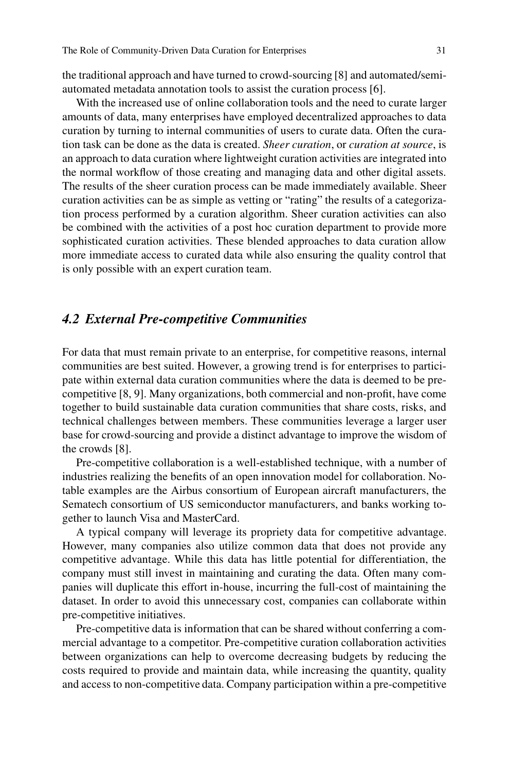the traditional approach and have turned to crowd-sourcing [8] and automated/semi-automated metadata annotation tools to assist the curation process [6].

With the increased use of online collaboration tools and the need to curate larger amounts of data, many enterprises have employed decentralized approaches to data curation by turning to internal communities of users to curate data. Often the curation task can be done as the data is created. *Sheer curation*, or *curation at source*, is an approach to data curation where lightweight curation activities are integrated into the normal workflow of those creating and managing data and other digital assets. The results of the sheer curation process can be made immediately available. Sheer curation activities can be as simple as vetting or "rating" the results of a categorization process performed by a curation algorithm. Sheer curation activities can also be combined with the activities of a post hoc curation department to provide more sophisticated curation activities. These blended approaches to data curation allow more immediate access to curated data while also ensuring the quality control that is only possible with an expert curation team.

## 4.2 External Pre-competitive Communities

For data that must remain private to an enterprise, for competitive reasons, internal communities are best suited. However, a growing trend is for enterprises to participate within external data curation communities where the data is deemed to be pre-competitive [8, 9]. Many organizations, both commercial and non-profit, have come together to build sustainable data curation communities that share costs, risks, and technical challenges between members. These communities leverage a larger user base for crowd-sourcing and provide a distinct advantage to improve the wisdom of the crowds [8].

Pre-competitive collaboration is a well-established technique, with a number of industries realizing the benefits of an open innovation model for collaboration. Notable examples are the Airbus consortium of European aircraft manufacturers, the Sematech consortium of US semiconductor manufacturers, and banks working together to launch Visa and MasterCard.

A typical company will leverage its propriety data for competitive advantage. However, many companies also utilize common data that does not provide any competitive advantage. While this data has little potential for differentiation, the company must still invest in maintaining and curating the data. Often many companies will duplicate this effort in-house, incurring the full-cost of maintaining the dataset. In order to avoid this unnecessary cost, companies can collaborate within pre-competitive initiatives.

Pre-competitive data is information that can be shared without conferring a commercial advantage to a competitor. Pre-competitive curation collaboration activities between organizations can help to overcome decreasing budgets by reducing the costs required to provide and maintain data, while increasing the quantity, quality and access to non-competitive data. Company participation within a pre-competitive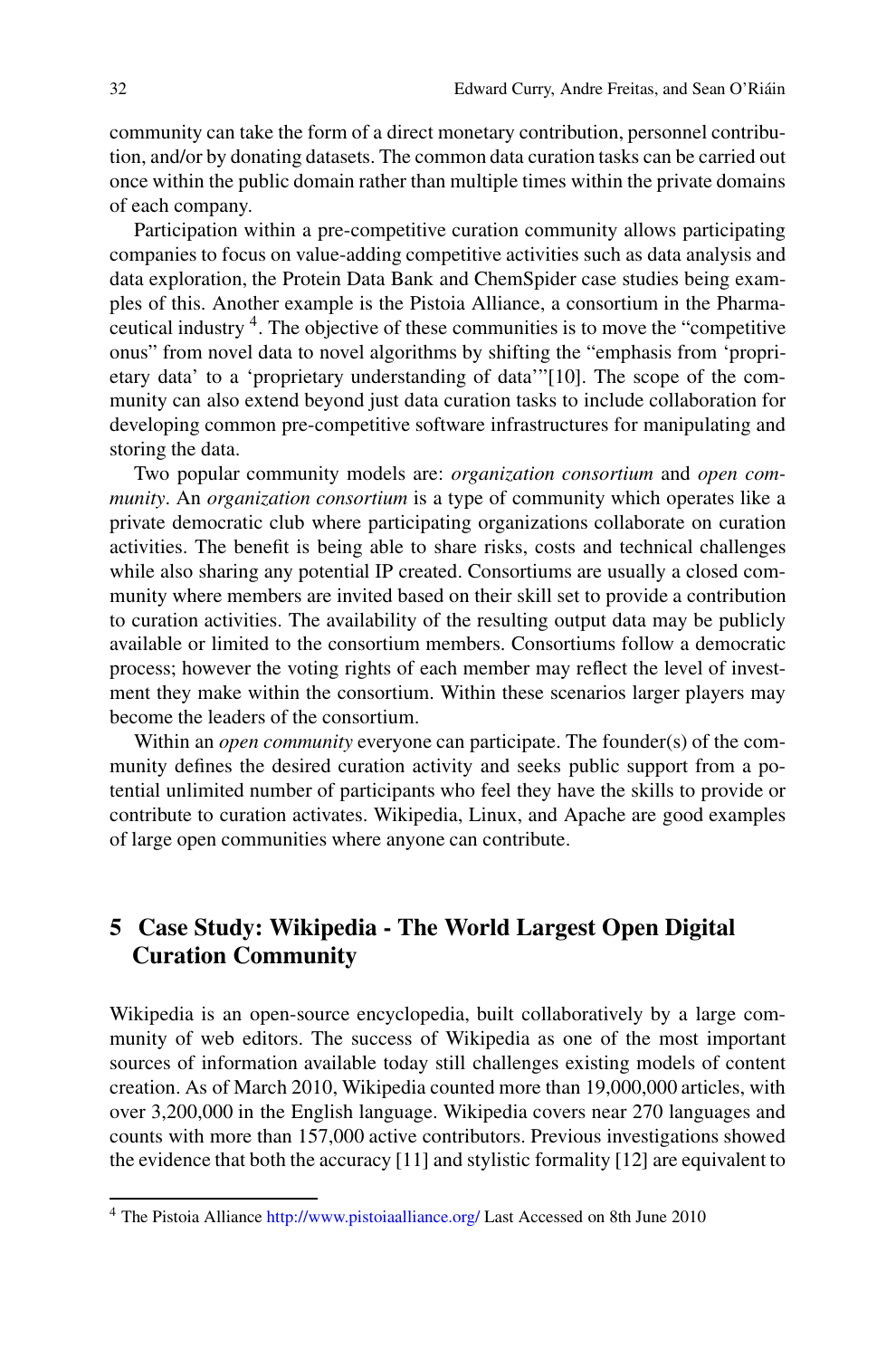community can take the form of a direct monetary contribution, personnel contribution, and/or by donating datasets. The common data curation tasks can be carried out once within the public domain rather than multiple times within the private domains of each company.

Participation within a pre-competitive curation community allows participating companies to focus on value-adding competitive activities such as data analysis and data exploration, the Protein Data Bank and ChemSpider case studies being examples of this. Another example is the Pistoia Alliance, a consortium in the Pharmaceutical industry [4]. The objective of these communities is to move the "competitive onus" from novel data to novel algorithms by shifting the "emphasis from 'proprietary data' to a 'proprietary understanding of data'"[10]. The scope of the community can also extend beyond just data curation tasks to include collaboration for developing common pre-competitive software infrastructures for manipulating and storing the data.

Two popular community models are: *organization consortium* and *open community*. An *organization consortium* is a type of community which operates like a private democratic club where participating organizations collaborate on curation activities. The benefit is being able to share risks, costs and technical challenges while also sharing any potential IP created. Consortiums are usually a closed community where members are invited based on their skill set to provide a contribution to curation activities. The availability of the resulting output data may be publicly available or limited to the consortium members. Consortiums follow a democratic process; however the voting rights of each member may reflect the level of investment they make within the consortium. Within these scenarios larger players may become the leaders of the consortium.

Within an *open community* everyone can participate. The founder(s) of the community defines the desired curation activity and seeks public support from a potential unlimited number of participants who feel they have the skills to provide or contribute to curation activates. Wikipedia, Linux, and Apache are good examples of large open communities where anyone can contribute.

## 5 Case Study: Wikipedia - The World Largest Open Digital Curation Community

Wikipedia is an open-source encyclopedia, built collaboratively by a large community of web editors. The success of Wikipedia as one of the most important sources of information available today still challenges existing models of content creation. As of March 2010, Wikipedia counted more than 19,000,000 articles, with over 3,200,000 in the English language. Wikipedia covers near 270 languages and counts with more than 157,000 active contributors. Previous investigations showed the evidence that both the accuracy [11] and stylistic formality [12] are equivalent to

[4] The Pistoia Alliance http://www.pistoiaalliance.org/ Last Accessed on 8th June 2010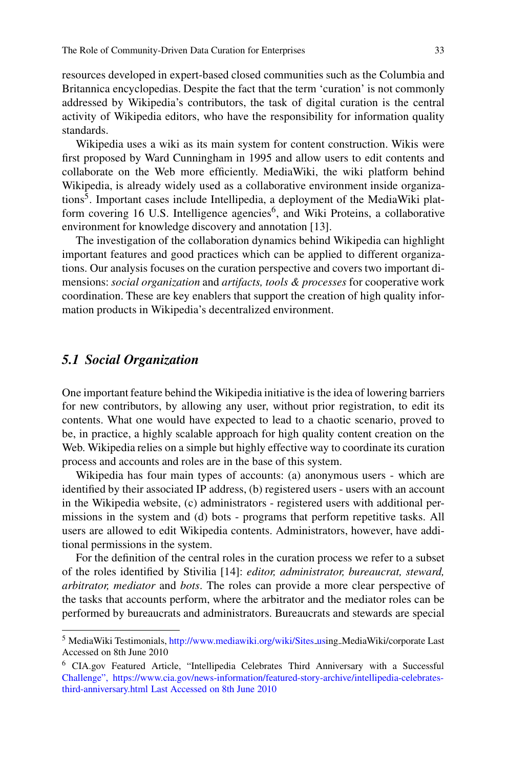resources developed in expert-based closed communities such as the Columbia and Britannica encyclopedias. Despite the fact that the term 'curation' is not commonly addressed by Wikipedia's contributors, the task of digital curation is the central activity of Wikipedia editors, who have the responsibility for information quality standards.

Wikipedia uses a wiki as its main system for content construction. Wikis were first proposed by Ward Cunningham in 1995 and allow users to edit contents and collaborate on the Web more efficiently. MediaWiki, the wiki platform behind Wikipedia, is already widely used as a collaborative environment inside organizations[5]. Important cases include Intellipedia, a deployment of the MediaWiki platform covering 16 U.S. Intelligence agencies[6], and Wiki Proteins, a collaborative environment for knowledge discovery and annotation [13].

The investigation of the collaboration dynamics behind Wikipedia can highlight important features and good practices which can be applied to different organizations. Our analysis focuses on the curation perspective and covers two important dimensions: *social organization* and *artifacts, tools & processes* for cooperative work coordination. These are key enablers that support the creation of high quality information products in Wikipedia's decentralized environment.

## 5.1 Social Organization

One important feature behind the Wikipedia initiative is the idea of lowering barriers for new contributors, by allowing any user, without prior registration, to edit its contents. What one would have expected to lead to a chaotic scenario, proved to be, in practice, a highly scalable approach for high quality content creation on the Web. Wikipedia relies on a simple but highly effective way to coordinate its curation process and accounts and roles are in the base of this system.

Wikipedia has four main types of accounts: (a) anonymous users - which are identified by their associated IP address, (b) registered users - users with an account in the Wikipedia website, (c) administrators - registered users with additional permissions in the system and (d) bots - programs that perform repetitive tasks. All users are allowed to edit Wikipedia contents. Administrators, however, have additional permissions in the system.

For the definition of the central roles in the curation process we refer to a subset of the roles identified by Stivilia [14]: *editor, administrator, bureaucrat, steward, arbitrator, mediator* and *bots*. The roles can provide a more clear perspective of the tasks that accounts perform, where the arbitrator and the mediator roles can be performed by bureaucrats and administrators. Bureaucrats and stewards are special

---

[5] MediaWiki Testimonials, http://www.mediawiki.org/wiki/Sites_using_MediaWiki/corporate Last Accessed on 8th June 2010

[6] CIA.gov Featured Article, "Intellipedia Celebrates Third Anniversary with a Successful Challenge", https://www.cia.gov/news-information/featured-story-archive/intellipedia-celebrates-third-anniversary.html Last Accessed on 8th June 2010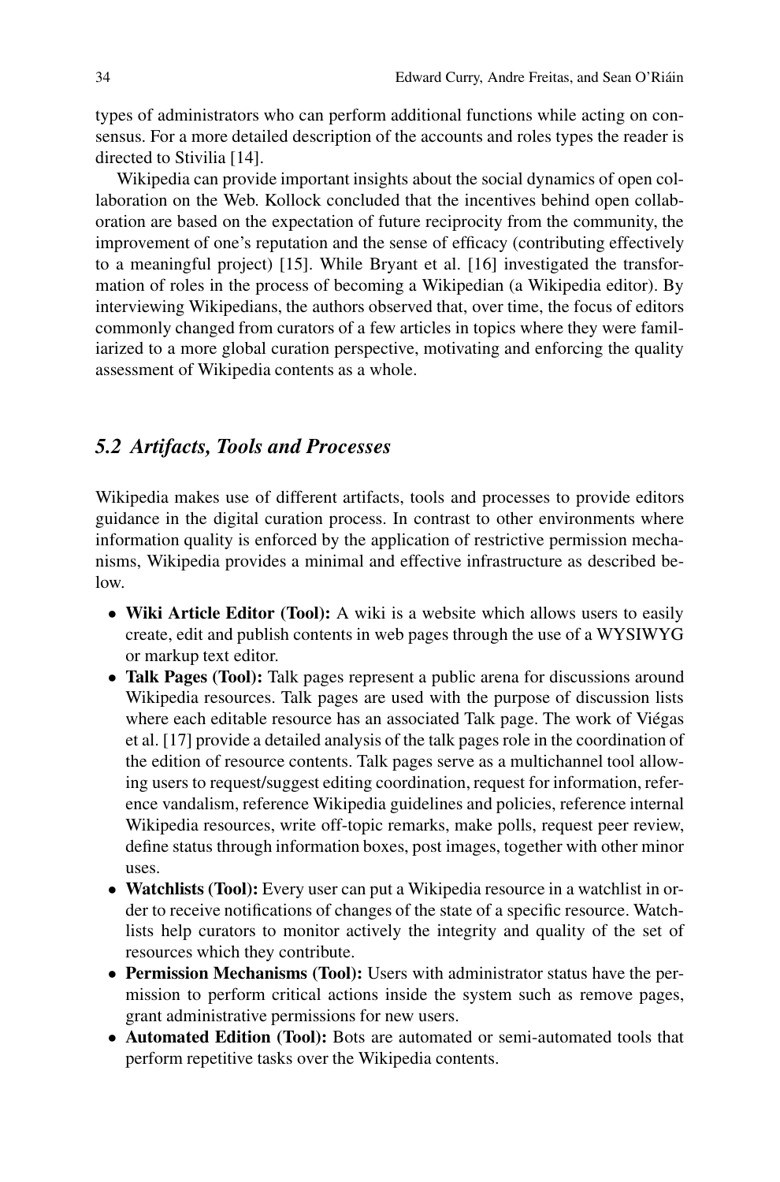types of administrators who can perform additional functions while acting on consensus. For a more detailed description of the accounts and roles types the reader is directed to Stivilia [14].

Wikipedia can provide important insights about the social dynamics of open collaboration on the Web. Kollock concluded that the incentives behind open collaboration are based on the expectation of future reciprocity from the community, the improvement of one's reputation and the sense of efficacy (contributing effectively to a meaningful project) [15]. While Bryant et al. [16] investigated the transformation of roles in the process of becoming a Wikipedian (a Wikipedia editor). By interviewing Wikipedians, the authors observed that, over time, the focus of editors commonly changed from curators of a few articles in topics where they were familiarized to a more global curation perspective, motivating and enforcing the quality assessment of Wikipedia contents as a whole.

## *5.2 Artifacts, Tools and Processes*

Wikipedia makes use of different artifacts, tools and processes to provide editors guidance in the digital curation process. In contrast to other environments where information quality is enforced by the application of restrictive permission mechanisms, Wikipedia provides a minimal and effective infrastructure as described below.

- **Wiki Article Editor (Tool):** A wiki is a website which allows users to easily create, edit and publish contents in web pages through the use of a WYSIWYG or markup text editor.
- **Talk Pages (Tool):** Talk pages represent a public arena for discussions around Wikipedia resources. Talk pages are used with the purpose of discussion lists where each editable resource has an associated Talk page. The work of Viégas et al. [17] provide a detailed analysis of the talk pages role in the coordination of the edition of resource contents. Talk pages serve as a multichannel tool allowing users to request/suggest editing coordination, request for information, reference vandalism, reference Wikipedia guidelines and policies, reference internal Wikipedia resources, write off-topic remarks, make polls, request peer review, define status through information boxes, post images, together with other minor uses.
- **Watchlists (Tool):** Every user can put a Wikipedia resource in a watchlist in order to receive notifications of changes of the state of a specific resource. Watchlists help curators to monitor actively the integrity and quality of the set of resources which they contribute.
- **Permission Mechanisms (Tool):** Users with administrator status have the permission to perform critical actions inside the system such as remove pages, grant administrative permissions for new users.
- **Automated Edition (Tool):** Bots are automated or semi-automated tools that perform repetitive tasks over the Wikipedia contents.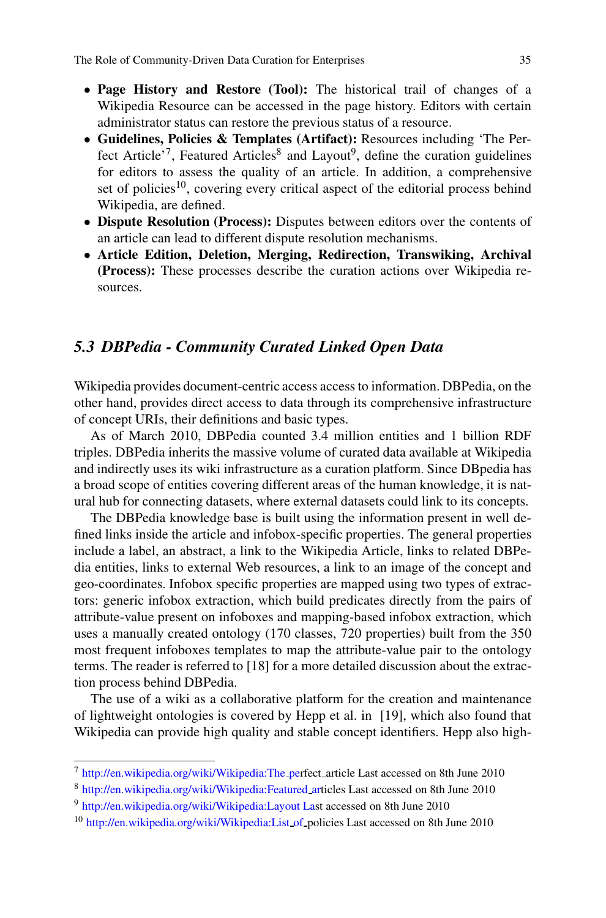- **Page History and Restore (Tool):** The historical trail of changes of a Wikipedia Resource can be accessed in the page history. Editors with certain administrator status can restore the previous status of a resource.
- **Guidelines, Policies & Templates (Artifact):** Resources including 'The Perfect Article'[7], Featured Articles[8] and Layout[9], define the curation guidelines for editors to assess the quality of an article. In addition, a comprehensive set of policies[10], covering every critical aspect of the editorial process behind Wikipedia, are defined.
- **Dispute Resolution (Process):** Disputes between editors over the contents of an article can lead to different dispute resolution mechanisms.
- **Article Edition, Deletion, Merging, Redirection, Transwiking, Archival (Process):** These processes describe the curation actions over Wikipedia resources.

### *5.3 DBPedia - Community Curated Linked Open Data*

Wikipedia provides document-centric access access to information. DBPedia, on the other hand, provides direct access to data through its comprehensive infrastructure of concept URIs, their definitions and basic types.

As of March 2010, DBPedia counted 3.4 million entities and 1 billion RDF triples. DBPedia inherits the massive volume of curated data available at Wikipedia and indirectly uses its wiki infrastructure as a curation platform. Since DBpedia has a broad scope of entities covering different areas of the human knowledge, it is natural hub for connecting datasets, where external datasets could link to its concepts.

The DBPedia knowledge base is built using the information present in well defined links inside the article and infobox-specific properties. The general properties include a label, an abstract, a link to the Wikipedia Article, links to related DBPedia entities, links to external Web resources, a link to an image of the concept and geo-coordinates. Infobox specific properties are mapped using two types of extractors: generic infobox extraction, which build predicates directly from the pairs of attribute-value present on infoboxes and mapping-based infobox extraction, which uses a manually created ontology (170 classes, 720 properties) built from the 350 most frequent infoboxes templates to map the attribute-value pair to the ontology terms. The reader is referred to [18] for a more detailed discussion about the extraction process behind DBPedia.

The use of a wiki as a collaborative platform for the creation and maintenance of lightweight ontologies is covered by Hepp et al. in [19], which also found that Wikipedia can provide high quality and stable concept identifiers. Hepp also high-

---

[7] http://en.wikipedia.org/wiki/Wikipedia:The_perfect_article Last accessed on 8th June 2010

[8] http://en.wikipedia.org/wiki/Wikipedia:Featured_articles Last accessed on 8th June 2010

[9] http://en.wikipedia.org/wiki/Wikipedia:Layout Last accessed on 8th June 2010

[10] http://en.wikipedia.org/wiki/Wikipedia:List_of_policies Last accessed on 8th June 2010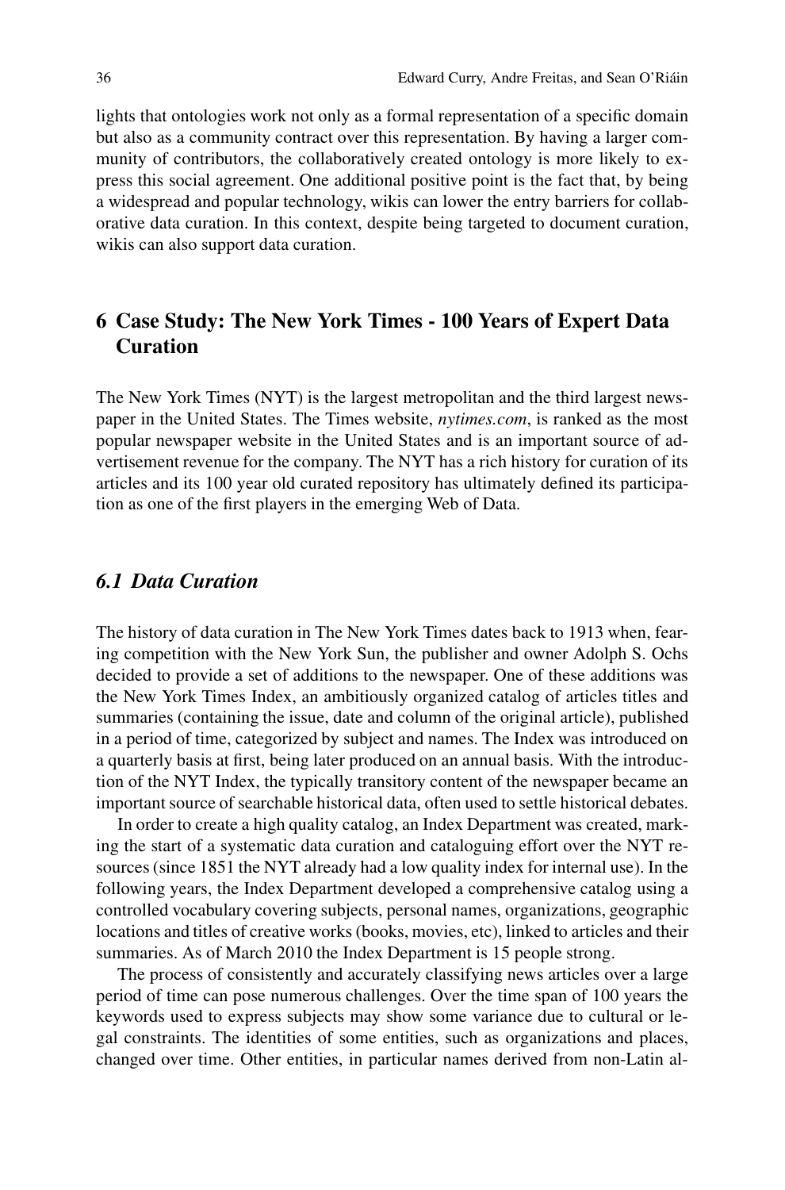lights that ontologies work not only as a formal representation of a specific domain but also as a community contract over this representation. By having a larger community of contributors, the collaboratively created ontology is more likely to express this social agreement. One additional positive point is the fact that, by being a widespread and popular technology, wikis can lower the entry barriers for collaborative data curation. In this context, despite being targeted to document curation, wikis can also support data curation.

## 6 Case Study: The New York Times - 100 Years of Expert Data Curation

The New York Times (NYT) is the largest metropolitan and the third largest newspaper in the United States. The Times website, *nytimes.com*, is ranked as the most popular newspaper website in the United States and is an important source of advertisement revenue for the company. The NYT has a rich history for curation of its articles and its 100 year old curated repository has ultimately defined its participation as one of the first players in the emerging Web of Data.

### *6.1 Data Curation*

The history of data curation in The New York Times dates back to 1913 when, fearing competition with the New York Sun, the publisher and owner Adolph S. Ochs decided to provide a set of additions to the newspaper. One of these additions was the New York Times Index, an ambitiously organized catalog of articles titles and summaries (containing the issue, date and column of the original article), published in a period of time, categorized by subject and names. The Index was introduced on a quarterly basis at first, being later produced on an annual basis. With the introduction of the NYT Index, the typically transitory content of the newspaper became an important source of searchable historical data, often used to settle historical debates.

In order to create a high quality catalog, an Index Department was created, marking the start of a systematic data curation and cataloguing effort over the NYT resources (since 1851 the NYT already had a low quality index for internal use). In the following years, the Index Department developed a comprehensive catalog using a controlled vocabulary covering subjects, personal names, organizations, geographic locations and titles of creative works (books, movies, etc), linked to articles and their summaries. As of March 2010 the Index Department is 15 people strong.

The process of consistently and accurately classifying news articles over a large period of time can pose numerous challenges. Over the time span of 100 years the keywords used to express subjects may show some variance due to cultural or legal constraints. The identities of some entities, such as organizations and places, changed over time. Other entities, in particular names derived from non-Latin al-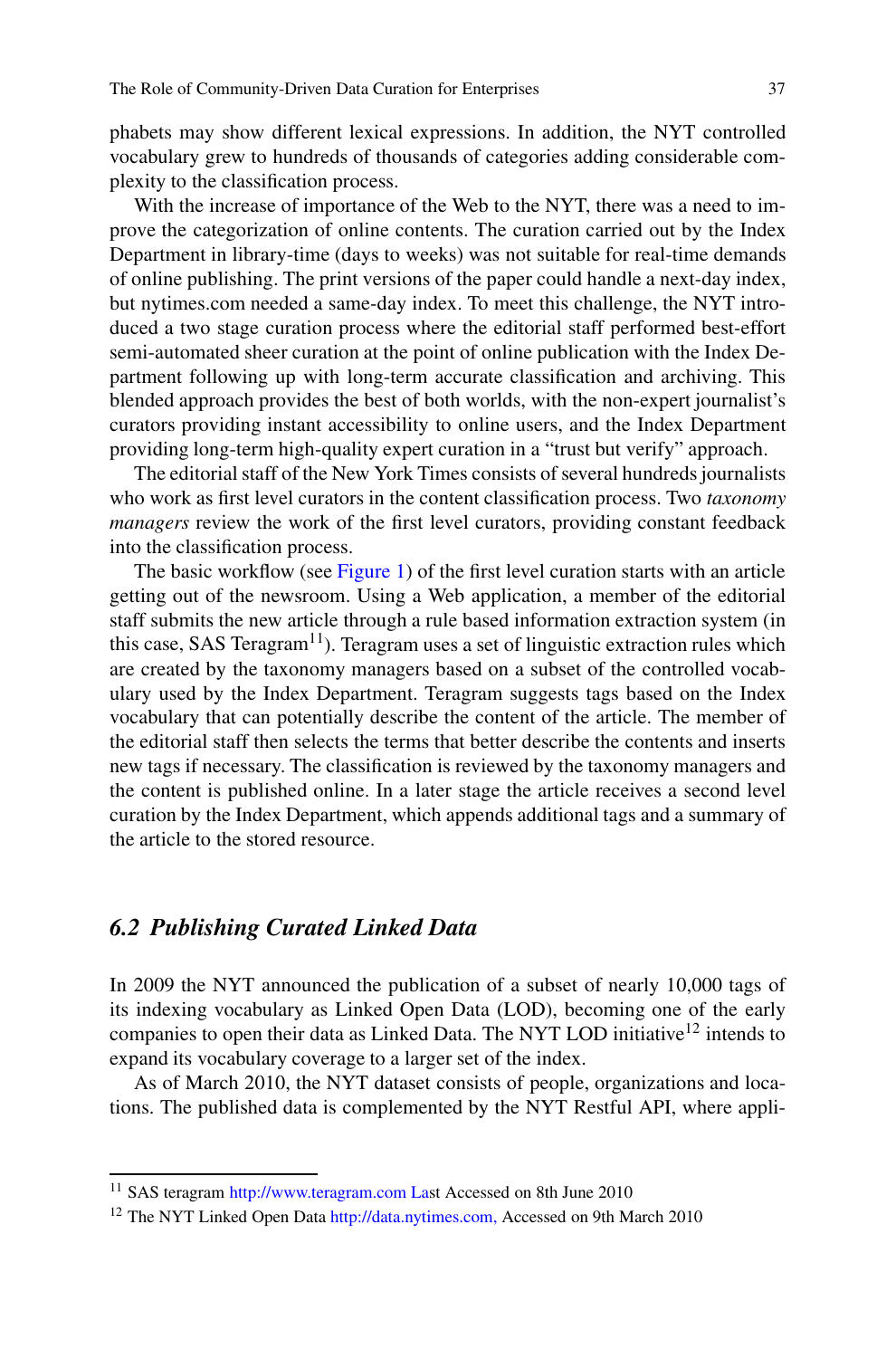phabets may show different lexical expressions. In addition, the NYT controlled vocabulary grew to hundreds of thousands of categories adding considerable complexity to the classification process.

With the increase of importance of the Web to the NYT, there was a need to improve the categorization of online contents. The curation carried out by the Index Department in library-time (days to weeks) was not suitable for real-time demands of online publishing. The print versions of the paper could handle a next-day index, but nytimes.com needed a same-day index. To meet this challenge, the NYT introduced a two stage curation process where the editorial staff performed best-effort semi-automated sheer curation at the point of online publication with the Index Department following up with long-term accurate classification and archiving. This blended approach provides the best of both worlds, with the non-expert journalist's curators providing instant accessibility to online users, and the Index Department providing long-term high-quality expert curation in a "trust but verify" approach.

The editorial staff of the New York Times consists of several hundreds journalists who work as first level curators in the content classification process. Two *taxonomy managers* review the work of the first level curators, providing constant feedback into the classification process.

The basic workflow (see Figure 1) of the first level curation starts with an article getting out of the newsroom. Using a Web application, a member of the editorial staff submits the new article through a rule based information extraction system (in this case, SAS Teragram[11]). Teragram uses a set of linguistic extraction rules which are created by the taxonomy managers based on a subset of the controlled vocabulary used by the Index Department. Teragram suggests tags based on the Index vocabulary that can potentially describe the content of the article. The member of the editorial staff then selects the terms that better describe the contents and inserts new tags if necessary. The classification is reviewed by the taxonomy managers and the content is published online. In a later stage the article receives a second level curation by the Index Department, which appends additional tags and a summary of the article to the stored resource.

### *6.2 Publishing Curated Linked Data*

In 2009 the NYT announced the publication of a subset of nearly 10,000 tags of its indexing vocabulary as Linked Open Data (LOD), becoming one of the early companies to open their data as Linked Data. The NYT LOD initiative[12] intends to expand its vocabulary coverage to a larger set of the index.

As of March 2010, the NYT dataset consists of people, organizations and locations. The published data is complemented by the NYT Restful API, where appli-

[11] SAS teragram http://www.teragram.com Last Accessed on 8th June 2010

[12] The NYT Linked Open Data http://data.nytimes.com, Accessed on 9th March 2010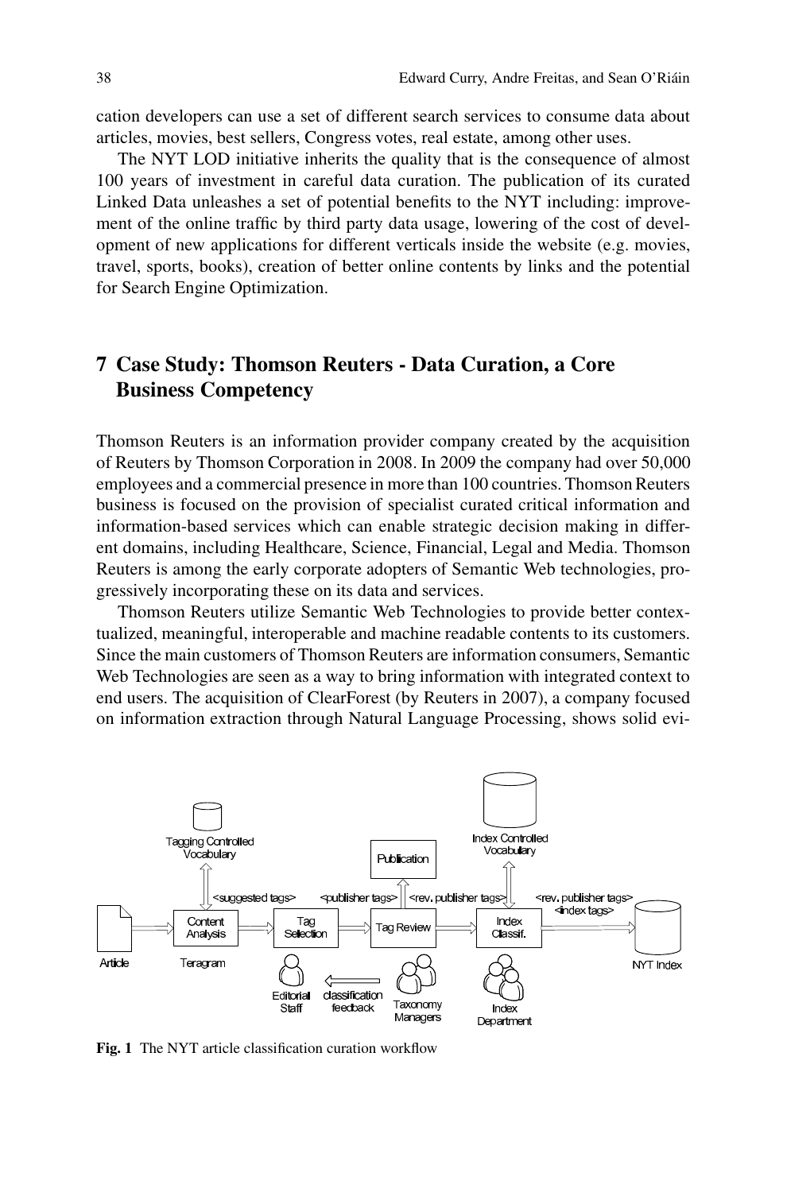cation developers can use a set of different search services to consume data about articles, movies, best sellers, Congress votes, real estate, among other uses.

The NYT LOD initiative inherits the quality that is the consequence of almost 100 years of investment in careful data curation. The publication of its curated Linked Data unleashes a set of potential benefits to the NYT including: improvement of the online traffic by third party data usage, lowering of the cost of development of new applications for different verticals inside the website (e.g. movies, travel, sports, books), creation of better online contents by links and the potential for Search Engine Optimization.

## 7 Case Study: Thomson Reuters - Data Curation, a Core Business Competency

Thomson Reuters is an information provider company created by the acquisition of Reuters by Thomson Corporation in 2008. In 2009 the company had over 50,000 employees and a commercial presence in more than 100 countries. Thomson Reuters business is focused on the provision of specialist curated critical information and information-based services which can enable strategic decision making in different domains, including Healthcare, Science, Financial, Legal and Media. Thomson Reuters is among the early corporate adopters of Semantic Web technologies, progressively incorporating these on its data and services.

Thomson Reuters utilize Semantic Web Technologies to provide better contextualized, meaningful, interoperable and machine readable contents to its customers. Since the main customers of Thomson Reuters are information consumers, Semantic Web Technologies are seen as a way to bring information with integrated context to end users. The acquisition of ClearForest (by Reuters in 2007), a company focused on information extraction through Natural Language Processing, shows solid evi-

Fig. 1 The NYT article classification curation workflow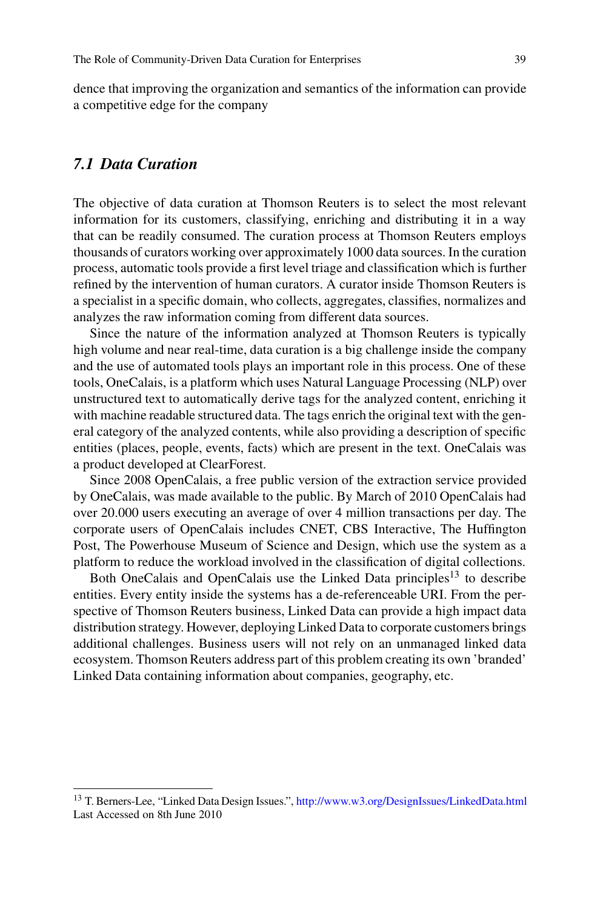dence that improving the organization and semantics of the information can provide a competitive edge for the company

## *7.1 Data Curation*

The objective of data curation at Thomson Reuters is to select the most relevant information for its customers, classifying, enriching and distributing it in a way that can be readily consumed. The curation process at Thomson Reuters employs thousands of curators working over approximately 1000 data sources. In the curation process, automatic tools provide a first level triage and classification which is further refined by the intervention of human curators. A curator inside Thomson Reuters is a specialist in a specific domain, who collects, aggregates, classifies, normalizes and analyzes the raw information coming from different data sources.

Since the nature of the information analyzed at Thomson Reuters is typically high volume and near real-time, data curation is a big challenge inside the company and the use of automated tools plays an important role in this process. One of these tools, OneCalais, is a platform which uses Natural Language Processing (NLP) over unstructured text to automatically derive tags for the analyzed content, enriching it with machine readable structured data. The tags enrich the original text with the general category of the analyzed contents, while also providing a description of specific entities (places, people, events, facts) which are present in the text. OneCalais was a product developed at ClearForest.

Since 2008 OpenCalais, a free public version of the extraction service provided by OneCalais, was made available to the public. By March of 2010 OpenCalais had over 20.000 users executing an average of over 4 million transactions per day. The corporate users of OpenCalais includes CNET, CBS Interactive, The Huffington Post, The Powerhouse Museum of Science and Design, which use the system as a platform to reduce the workload involved in the classification of digital collections.

Both OneCalais and OpenCalais use the Linked Data principles[13] to describe entities. Every entity inside the systems has a de-referenceable URI. From the perspective of Thomson Reuters business, Linked Data can provide a high impact data distribution strategy. However, deploying Linked Data to corporate customers brings additional challenges. Business users will not rely on an unmanaged linked data ecosystem. Thomson Reuters address part of this problem creating its own 'branded' Linked Data containing information about companies, geography, etc.

---

[13] T. Berners-Lee, "Linked Data Design Issues.", http://www.w3.org/DesignIssues/LinkedData.html Last Accessed on 8th June 2010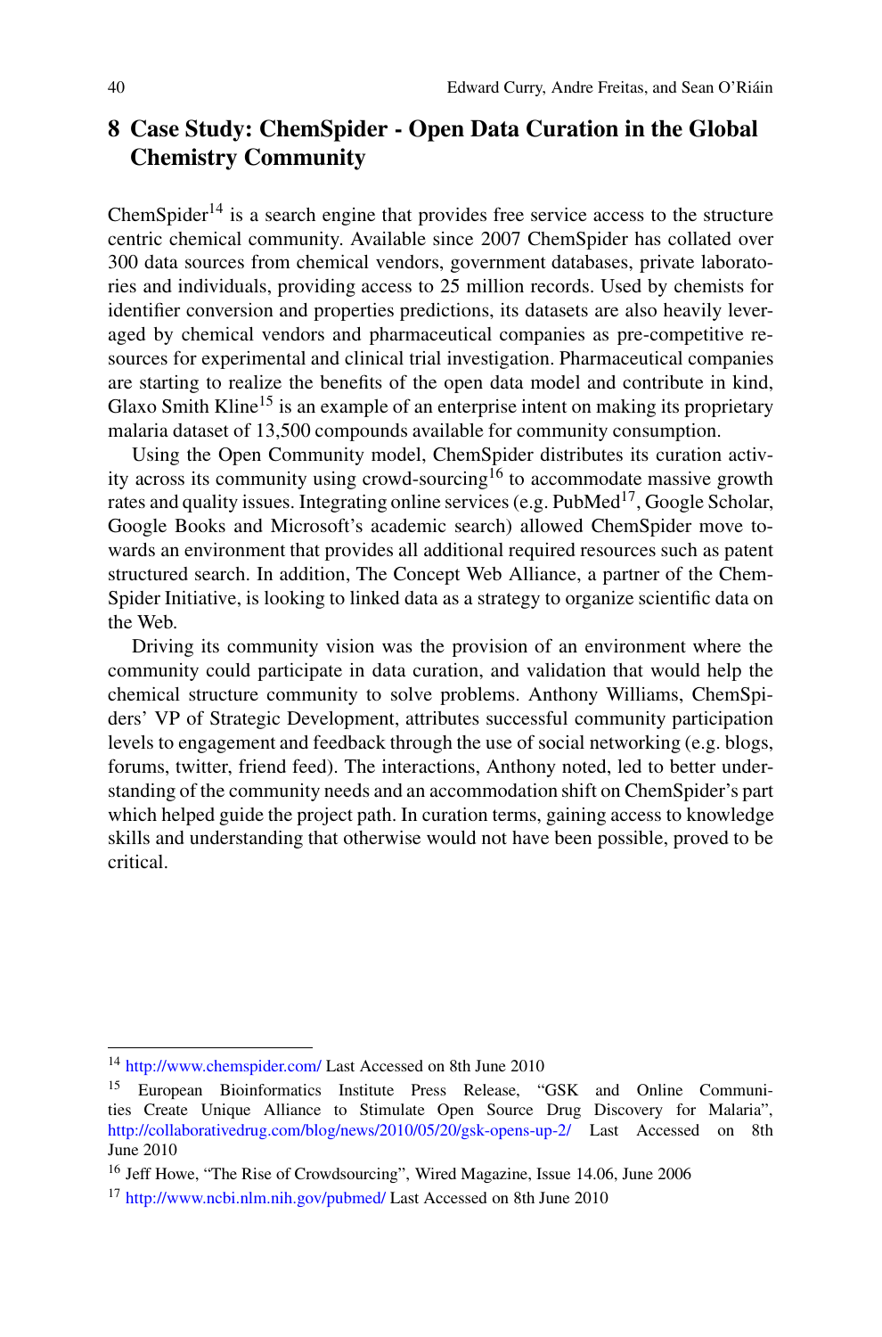## 8 Case Study: ChemSpider - Open Data Curation in the Global Chemistry Community

ChemSpider[14] is a search engine that provides free service access to the structure centric chemical community. Available since 2007 ChemSpider has collated over 300 data sources from chemical vendors, government databases, private laboratories and individuals, providing access to 25 million records. Used by chemists for identifier conversion and properties predictions, its datasets are also heavily leveraged by chemical vendors and pharmaceutical companies as pre-competitive resources for experimental and clinical trial investigation. Pharmaceutical companies are starting to realize the benefits of the open data model and contribute in kind, Glaxo Smith Kline[15] is an example of an enterprise intent on making its proprietary malaria dataset of 13,500 compounds available for community consumption.

Using the Open Community model, ChemSpider distributes its curation activity across its community using crowd-sourcing[16] to accommodate massive growth rates and quality issues. Integrating online services (e.g. PubMed[17], Google Scholar, Google Books and Microsoft's academic search) allowed ChemSpider move towards an environment that provides all additional required resources such as patent structured search. In addition, The Concept Web Alliance, a partner of the ChemSpider Initiative, is looking to linked data as a strategy to organize scientific data on the Web.

Driving its community vision was the provision of an environment where the community could participate in data curation, and validation that would help the chemical structure community to solve problems. Anthony Williams, ChemSpiders' VP of Strategic Development, attributes successful community participation levels to engagement and feedback through the use of social networking (e.g. blogs, forums, twitter, friend feed). The interactions, Anthony noted, led to better understanding of the community needs and an accommodation shift on ChemSpider's part which helped guide the project path. In curation terms, gaining access to knowledge skills and understanding that otherwise would not have been possible, proved to be critical.

---

[14] http://www.chemspider.com/ Last Accessed on 8th June 2010

[15] European Bioinformatics Institute Press Release, "GSK and Online Communities Create Unique Alliance to Stimulate Open Source Drug Discovery for Malaria", http://collaborativedrug.com/blog/news/2010/05/20/gsk-opens-up-2/ Last Accessed on 8th June 2010

[16] Jeff Howe, "The Rise of Crowdsourcing", Wired Magazine, Issue 14.06, June 2006

[17] http://www.ncbi.nlm.nih.gov/pubmed/ Last Accessed on 8th June 2010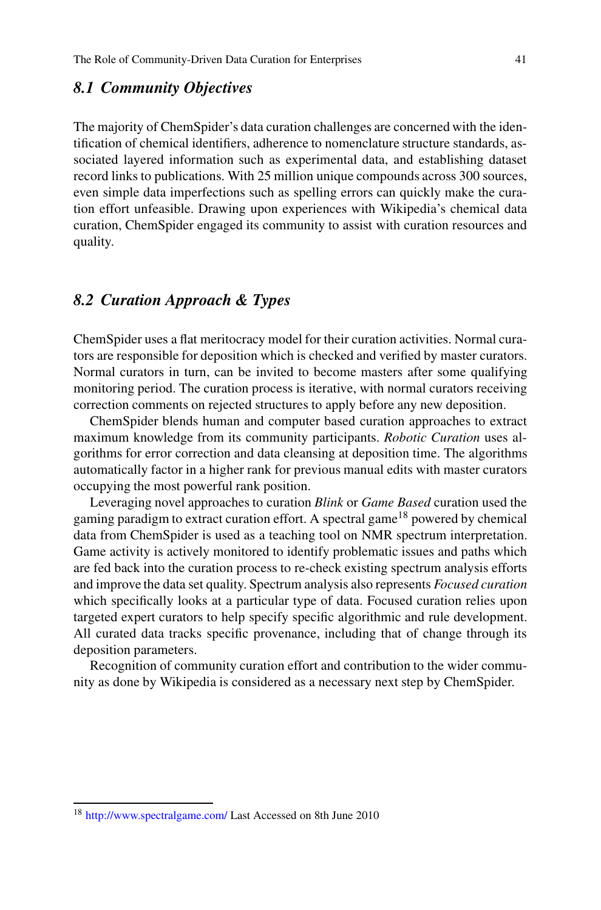## 8.1 Community Objectives

The majority of ChemSpider's data curation challenges are concerned with the identification of chemical identifiers, adherence to nomenclature structure standards, associated layered information such as experimental data, and establishing dataset record links to publications. With 25 million unique compounds across 300 sources, even simple data imperfections such as spelling errors can quickly make the curation effort unfeasible. Drawing upon experiences with Wikipedia's chemical data curation, ChemSpider engaged its community to assist with curation resources and quality.

## 8.2 Curation Approach & Types

ChemSpider uses a flat meritocracy model for their curation activities. Normal curators are responsible for deposition which is checked and verified by master curators. Normal curators in turn, can be invited to become masters after some qualifying monitoring period. The curation process is iterative, with normal curators receiving correction comments on rejected structures to apply before any new deposition.

ChemSpider blends human and computer based curation approaches to extract maximum knowledge from its community participants. *Robotic Curation* uses algorithms for error correction and data cleansing at deposition time. The algorithms automatically factor in a higher rank for previous manual edits with master curators occupying the most powerful rank position.

Leveraging novel approaches to curation *Blink* or *Game Based* curation used the gaming paradigm to extract curation effort. A spectral game[18] powered by chemical data from ChemSpider is used as a teaching tool on NMR spectrum interpretation. Game activity is actively monitored to identify problematic issues and paths which are fed back into the curation process to re-check existing spectrum analysis efforts and improve the data set quality. Spectrum analysis also represents *Focused curation* which specifically looks at a particular type of data. Focused curation relies upon targeted expert curators to help specify specific algorithmic and rule development. All curated data tracks specific provenance, including that of change through its deposition parameters.

Recognition of community curation effort and contribution to the wider community as done by Wikipedia is considered as a necessary next step by ChemSpider.

[18] http://www.spectralgame.com/ Last Accessed on 8th June 2010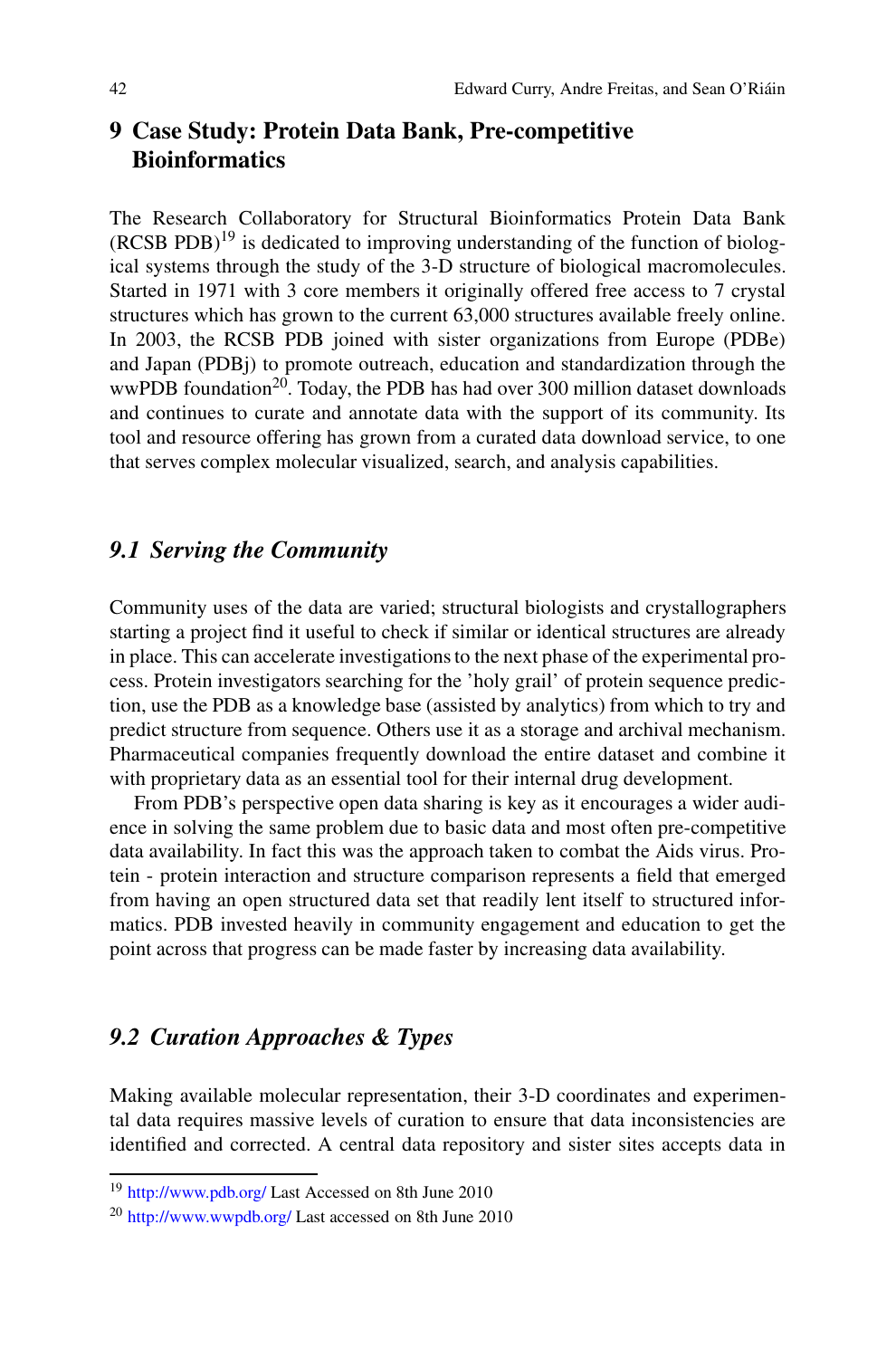## 9 Case Study: Protein Data Bank, Pre-competitive Bioinformatics

The Research Collaboratory for Structural Bioinformatics Protein Data Bank (RCSB PDB)[19] is dedicated to improving understanding of the function of biological systems through the study of the 3-D structure of biological macromolecules. Started in 1971 with 3 core members it originally offered free access to 7 crystal structures which has grown to the current 63,000 structures available freely online. In 2003, the RCSB PDB joined with sister organizations from Europe (PDBe) and Japan (PDBj) to promote outreach, education and standardization through the wwPDB foundation[20]. Today, the PDB has had over 300 million dataset downloads and continues to curate and annotate data with the support of its community. Its tool and resource offering has grown from a curated data download service, to one that serves complex molecular visualized, search, and analysis capabilities.

### *9.1 Serving the Community*

Community uses of the data are varied; structural biologists and crystallographers starting a project find it useful to check if similar or identical structures are already in place. This can accelerate investigations to the next phase of the experimental process. Protein investigators searching for the 'holy grail' of protein sequence prediction, use the PDB as a knowledge base (assisted by analytics) from which to try and predict structure from sequence. Others use it as a storage and archival mechanism. Pharmaceutical companies frequently download the entire dataset and combine it with proprietary data as an essential tool for their internal drug development.

From PDB's perspective open data sharing is key as it encourages a wider audience in solving the same problem due to basic data and most often pre-competitive data availability. In fact this was the approach taken to combat the Aids virus. Protein - protein interaction and structure comparison represents a field that emerged from having an open structured data set that readily lent itself to structured informatics. PDB invested heavily in community engagement and education to get the point across that progress can be made faster by increasing data availability.

### *9.2 Curation Approaches & Types*

Making available molecular representation, their 3-D coordinates and experimental data requires massive levels of curation to ensure that data inconsistencies are identified and corrected. A central data repository and sister sites accepts data in

---

[19] http://www.pdb.org/ Last Accessed on 8th June 2010

[20] http://www.wwpdb.org/ Last accessed on 8th June 2010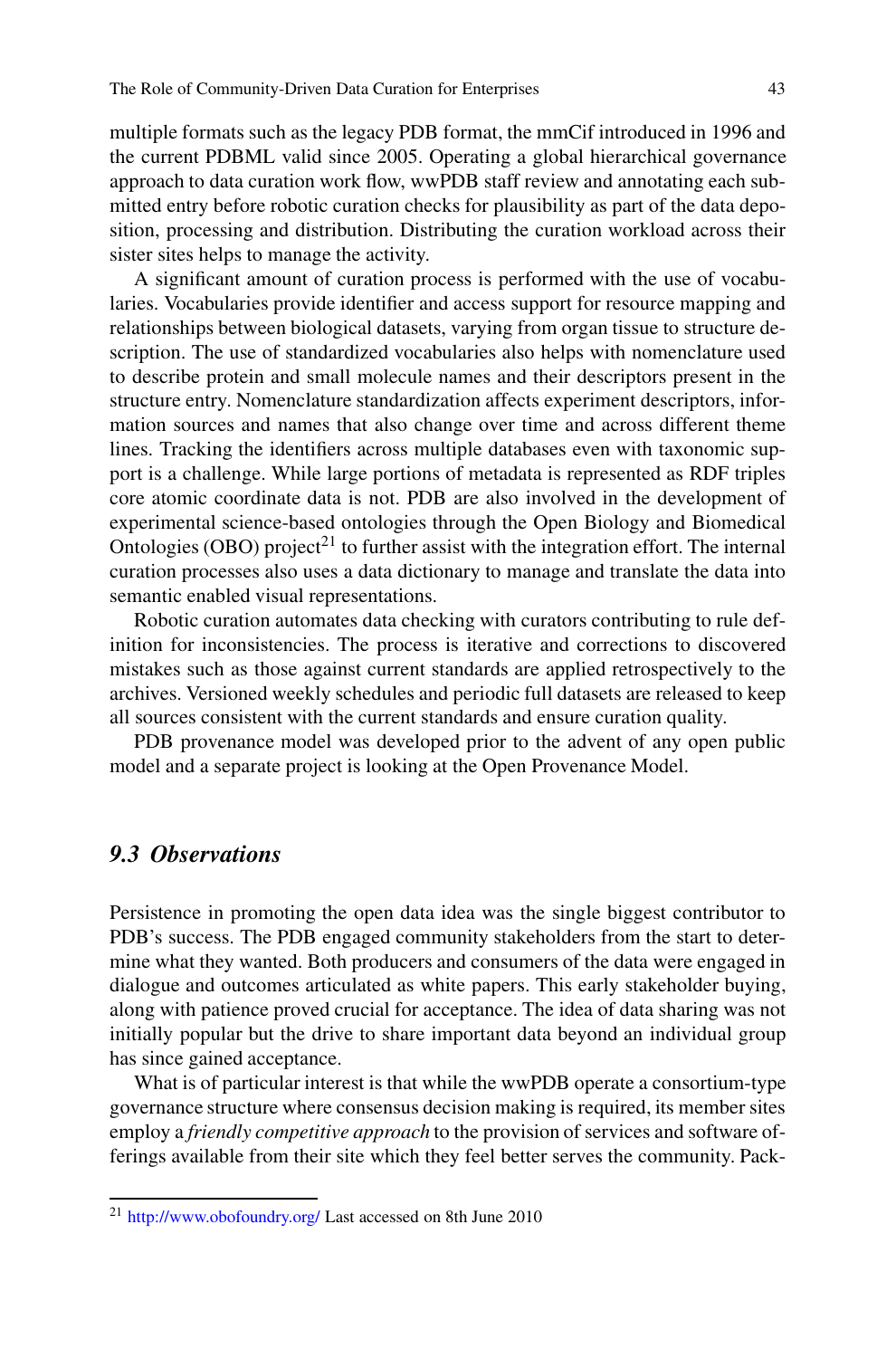multiple formats such as the legacy PDB format, the mmCif introduced in 1996 and the current PDBML valid since 2005. Operating a global hierarchical governance approach to data curation work flow, wwPDB staff review and annotating each submitted entry before robotic curation checks for plausibility as part of the data deposition, processing and distribution. Distributing the curation workload across their sister sites helps to manage the activity.

A significant amount of curation process is performed with the use of vocabularies. Vocabularies provide identifier and access support for resource mapping and relationships between biological datasets, varying from organ tissue to structure description. The use of standardized vocabularies also helps with nomenclature used to describe protein and small molecule names and their descriptors present in the structure entry. Nomenclature standardization affects experiment descriptors, information sources and names that also change over time and across different theme lines. Tracking the identifiers across multiple databases even with taxonomic support is a challenge. While large portions of metadata is represented as RDF triples core atomic coordinate data is not. PDB are also involved in the development of experimental science-based ontologies through the Open Biology and Biomedical Ontologies (OBO) project[21] to further assist with the integration effort. The internal curation processes also uses a data dictionary to manage and translate the data into semantic enabled visual representations.

Robotic curation automates data checking with curators contributing to rule definition for inconsistencies. The process is iterative and corrections to discovered mistakes such as those against current standards are applied retrospectively to the archives. Versioned weekly schedules and periodic full datasets are released to keep all sources consistent with the current standards and ensure curation quality.

PDB provenance model was developed prior to the advent of any open public model and a separate project is looking at the Open Provenance Model.

### *9.3 Observations*

Persistence in promoting the open data idea was the single biggest contributor to PDB's success. The PDB engaged community stakeholders from the start to determine what they wanted. Both producers and consumers of the data were engaged in dialogue and outcomes articulated as white papers. This early stakeholder buying, along with patience proved crucial for acceptance. The idea of data sharing was not initially popular but the drive to share important data beyond an individual group has since gained acceptance.

What is of particular interest is that while the wwPDB operate a consortium-type governance structure where consensus decision making is required, its member sites employ a *friendly competitive approach* to the provision of services and software offerings available from their site which they feel better serves the community. Pack-

---

[21] http://www.obofoundry.org/ Last accessed on 8th June 2010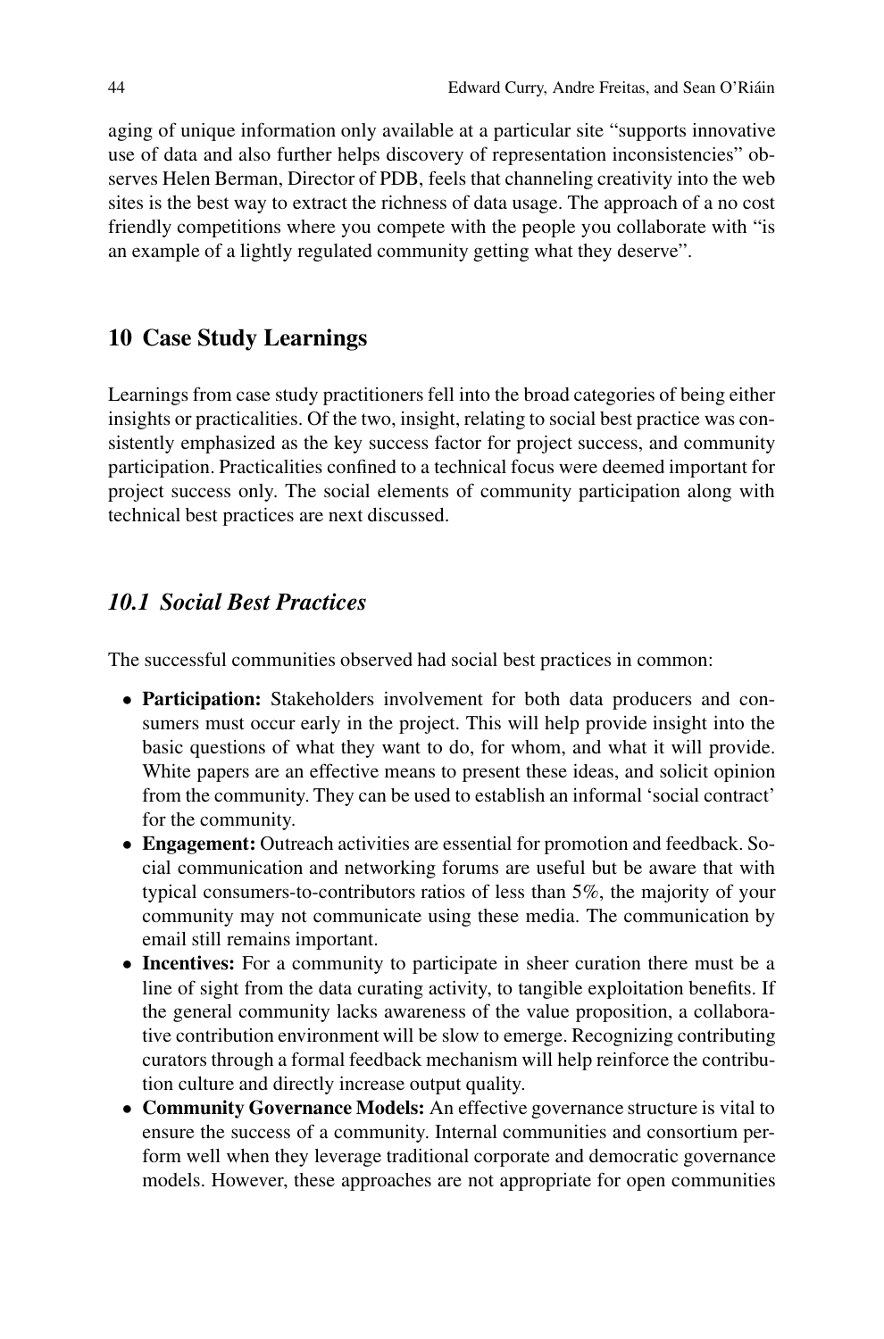aging of unique information only available at a particular site "supports innovative use of data and also further helps discovery of representation inconsistencies" observes Helen Berman, Director of PDB, feels that channeling creativity into the web sites is the best way to extract the richness of data usage. The approach of a no cost friendly competitions where you compete with the people you collaborate with "is an example of a lightly regulated community getting what they deserve".

## 10 Case Study Learnings

Learnings from case study practitioners fell into the broad categories of being either insights or practicalities. Of the two, insight, relating to social best practice was consistently emphasized as the key success factor for project success, and community participation. Practicalities confined to a technical focus were deemed important for project success only. The social elements of community participation along with technical best practices are next discussed.

### *10.1 Social Best Practices*

The successful communities observed had social best practices in common:

- **Participation:** Stakeholders involvement for both data producers and consumers must occur early in the project. This will help provide insight into the basic questions of what they want to do, for whom, and what it will provide. White papers are an effective means to present these ideas, and solicit opinion from the community. They can be used to establish an informal 'social contract' for the community.
- **Engagement:** Outreach activities are essential for promotion and feedback. Social communication and networking forums are useful but be aware that with typical consumers-to-contributors ratios of less than 5%, the majority of your community may not communicate using these media. The communication by email still remains important.
- **Incentives:** For a community to participate in sheer curation there must be a line of sight from the data curating activity, to tangible exploitation benefits. If the general community lacks awareness of the value proposition, a collaborative contribution environment will be slow to emerge. Recognizing contributing curators through a formal feedback mechanism will help reinforce the contribution culture and directly increase output quality.
- **Community Governance Models:** An effective governance structure is vital to ensure the success of a community. Internal communities and consortium perform well when they leverage traditional corporate and democratic governance models. However, these approaches are not appropriate for open communities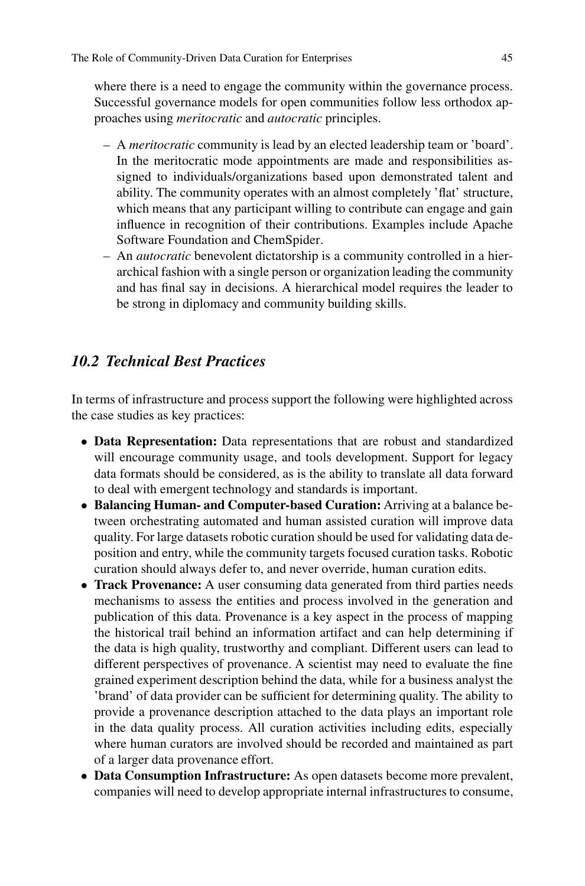where there is a need to engage the community within the governance process. Successful governance models for open communities follow less orthodox approaches using *meritocratic* and *autocratic* principles.

– A *meritocratic* community is lead by an elected leadership team or 'board'. In the meritocratic mode appointments are made and responsibilities assigned to individuals/organizations based upon demonstrated talent and ability. The community operates with an almost completely 'flat' structure, which means that any participant willing to contribute can engage and gain influence in recognition of their contributions. Examples include Apache Software Foundation and ChemSpider.

– An *autocratic* benevolent dictatorship is a community controlled in a hierarchical fashion with a single person or organization leading the community and has final say in decisions. A hierarchical model requires the leader to be strong in diplomacy and community building skills.

## 10.2 Technical Best Practices

In terms of infrastructure and process support the following were highlighted across the case studies as key practices:

- **Data Representation:** Data representations that are robust and standardized will encourage community usage, and tools development. Support for legacy data formats should be considered, as is the ability to translate all data forward to deal with emergent technology and standards is important.
- **Balancing Human- and Computer-based Curation:** Arriving at a balance between orchestrating automated and human assisted curation will improve data quality. For large datasets robotic curation should be used for validating data deposition and entry, while the community targets focused curation tasks. Robotic curation should always defer to, and never override, human curation edits.
- **Track Provenance:** A user consuming data generated from third parties needs mechanisms to assess the entities and process involved in the generation and publication of this data. Provenance is a key aspect in the process of mapping the historical trail behind an information artifact and can help determining if the data is high quality, trustworthy and compliant. Different users can lead to different perspectives of provenance. A scientist may need to evaluate the fine grained experiment description behind the data, while for a business analyst the 'brand' of data provider can be sufficient for determining quality. The ability to provide a provenance description attached to the data plays an important role in the data quality process. All curation activities including edits, especially where human curators are involved should be recorded and maintained as part of a larger data provenance effort.
- **Data Consumption Infrastructure:** As open datasets become more prevalent, companies will need to develop appropriate internal infrastructures to consume,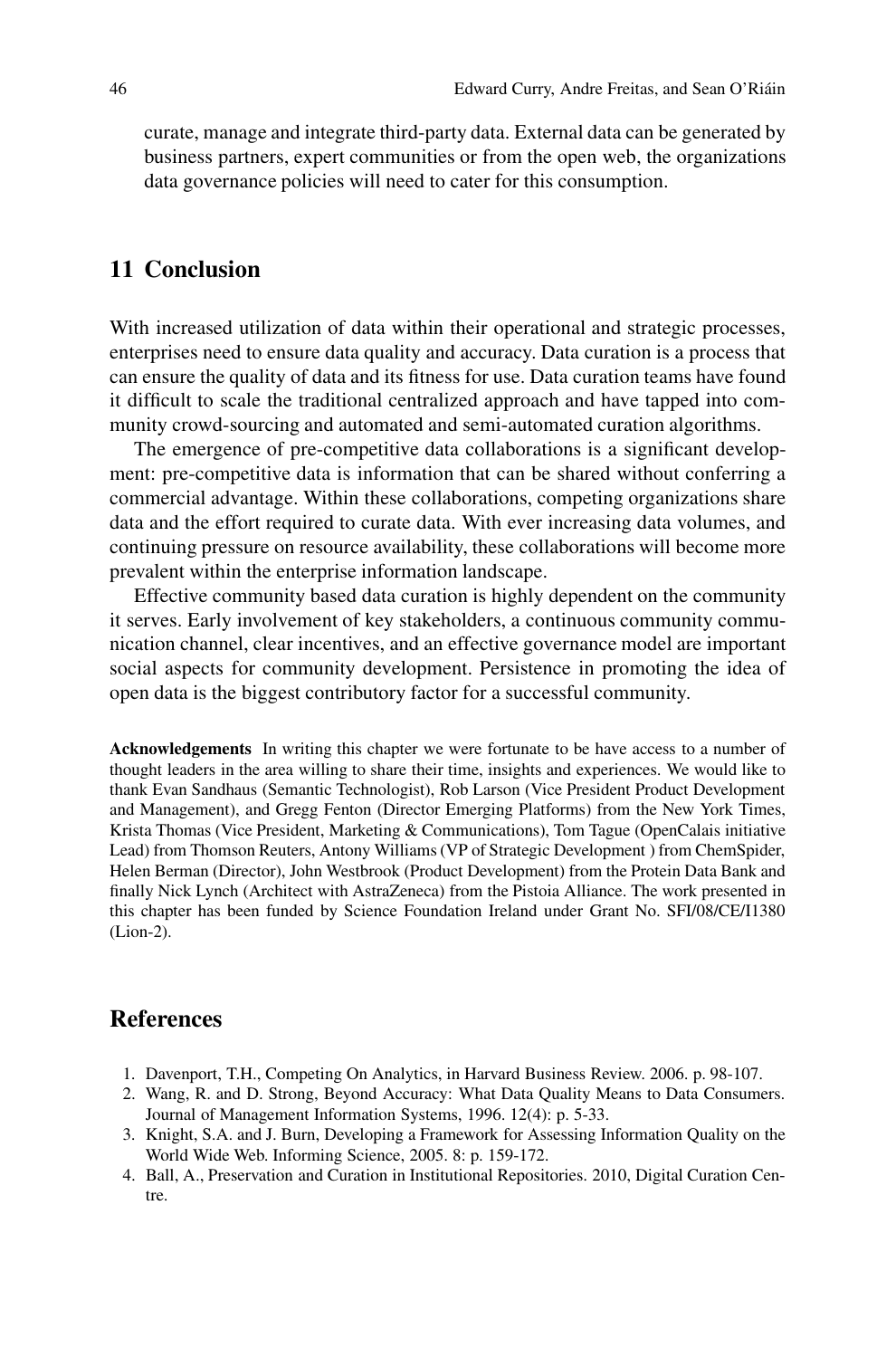curate, manage and integrate third-party data. External data can be generated by business partners, expert communities or from the open web, the organizations data governance policies will need to cater for this consumption.

## 11 Conclusion

With increased utilization of data within their operational and strategic processes, enterprises need to ensure data quality and accuracy. Data curation is a process that can ensure the quality of data and its fitness for use. Data curation teams have found it difficult to scale the traditional centralized approach and have tapped into community crowd-sourcing and automated and semi-automated curation algorithms.

The emergence of pre-competitive data collaborations is a significant development: pre-competitive data is information that can be shared without conferring a commercial advantage. Within these collaborations, competing organizations share data and the effort required to curate data. With ever increasing data volumes, and continuing pressure on resource availability, these collaborations will become more prevalent within the enterprise information landscape.

Effective community based data curation is highly dependent on the community it serves. Early involvement of key stakeholders, a continuous community communication channel, clear incentives, and an effective governance model are important social aspects for community development. Persistence in promoting the idea of open data is the biggest contributory factor for a successful community.

**Acknowledgements** In writing this chapter we were fortunate to be have access to a number of thought leaders in the area willing to share their time, insights and experiences. We would like to thank Evan Sandhaus (Semantic Technologist), Rob Larson (Vice President Product Development and Management), and Gregg Fenton (Director Emerging Platforms) from the New York Times, Krista Thomas (Vice President, Marketing & Communications), Tom Tague (OpenCalais initiative Lead) from Thomson Reuters, Antony Williams (VP of Strategic Development ) from ChemSpider, Helen Berman (Director), John Westbrook (Product Development) from the Protein Data Bank and finally Nick Lynch (Architect with AstraZeneca) from the Pistoia Alliance. The work presented in this chapter has been funded by Science Foundation Ireland under Grant No. SFI/08/CE/I1380 (Lion-2).

## References

1. Davenport, T.H., Competing On Analytics, in Harvard Business Review. 2006. p. 98-107.
2. Wang, R. and D. Strong, Beyond Accuracy: What Data Quality Means to Data Consumers. Journal of Management Information Systems, 1996. 12(4): p. 5-33.
3. Knight, S.A. and J. Burn, Developing a Framework for Assessing Information Quality on the World Wide Web. Informing Science, 2005. 8: p. 159-172.
4. Ball, A., Preservation and Curation in Institutional Repositories. 2010, Digital Curation Centre.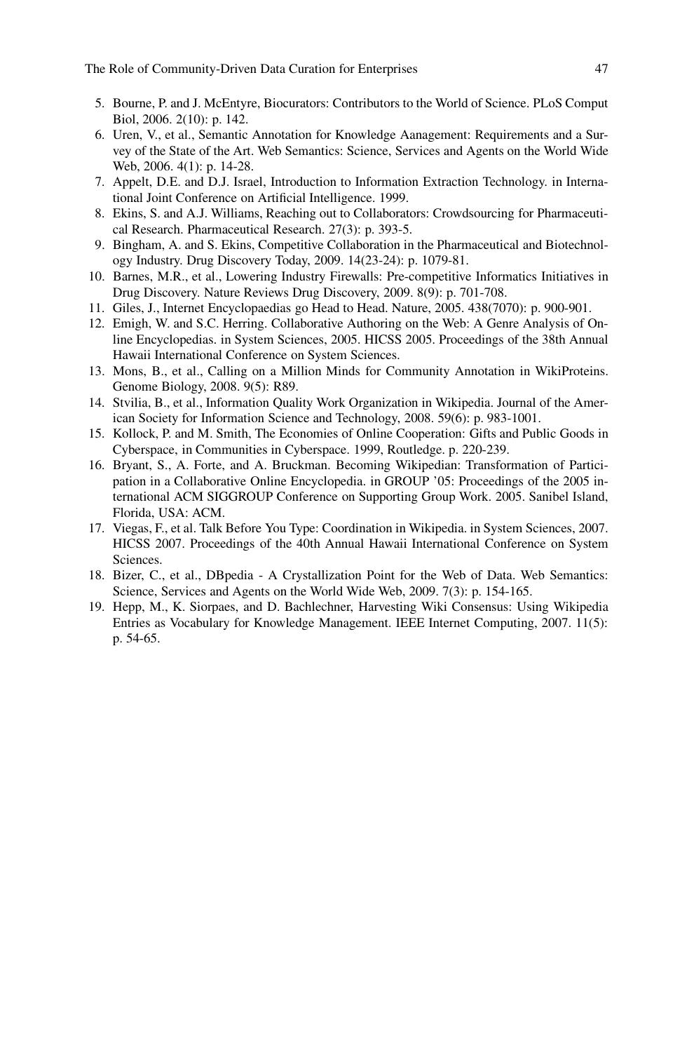5. Bourne, P. and J. McEntyre, Biocurators: Contributors to the World of Science. PLoS Comput Biol, 2006. 2(10): p. 142.
6. Uren, V., et al., Semantic Annotation for Knowledge Aanagement: Requirements and a Survey of the State of the Art. Web Semantics: Science, Services and Agents on the World Wide Web, 2006. 4(1): p. 14-28.
7. Appelt, D.E. and D.J. Israel, Introduction to Information Extraction Technology. in International Joint Conference on Artificial Intelligence. 1999.
8. Ekins, S. and A.J. Williams, Reaching out to Collaborators: Crowdsourcing for Pharmaceutical Research. Pharmaceutical Research. 27(3): p. 393-5.
9. Bingham, A. and S. Ekins, Competitive Collaboration in the Pharmaceutical and Biotechnology Industry. Drug Discovery Today, 2009. 14(23-24): p. 1079-81.
10. Barnes, M.R., et al., Lowering Industry Firewalls: Pre-competitive Informatics Initiatives in Drug Discovery. Nature Reviews Drug Discovery, 2009. 8(9): p. 701-708.
11. Giles, J., Internet Encyclopaedias go Head to Head. Nature, 2005. 438(7070): p. 900-901.
12. Emigh, W. and S.C. Herring. Collaborative Authoring on the Web: A Genre Analysis of Online Encyclopedias. in System Sciences, 2005. HICSS 2005. Proceedings of the 38th Annual Hawaii International Conference on System Sciences.
13. Mons, B., et al., Calling on a Million Minds for Community Annotation in WikiProteins. Genome Biology, 2008. 9(5): R89.
14. Stvilia, B., et al., Information Quality Work Organization in Wikipedia. Journal of the American Society for Information Science and Technology, 2008. 59(6): p. 983-1001.
15. Kollock, P. and M. Smith, The Economies of Online Cooperation: Gifts and Public Goods in Cyberspace, in Communities in Cyberspace. 1999, Routledge. p. 220-239.
16. Bryant, S., A. Forte, and A. Bruckman. Becoming Wikipedian: Transformation of Participation in a Collaborative Online Encyclopedia. in GROUP '05: Proceedings of the 2005 international ACM SIGGROUP Conference on Supporting Group Work. 2005. Sanibel Island, Florida, USA: ACM.
17. Viegas, F., et al. Talk Before You Type: Coordination in Wikipedia. in System Sciences, 2007. HICSS 2007. Proceedings of the 40th Annual Hawaii International Conference on System Sciences.
18. Bizer, C., et al., DBpedia - A Crystallization Point for the Web of Data. Web Semantics: Science, Services and Agents on the World Wide Web, 2009. 7(3): p. 154-165.
19. Hepp, M., K. Siorpaes, and D. Bachlechner, Harvesting Wiki Consensus: Using Wikipedia Entries as Vocabulary for Knowledge Management. IEEE Internet Computing, 2007. 11(5): p. 54-65.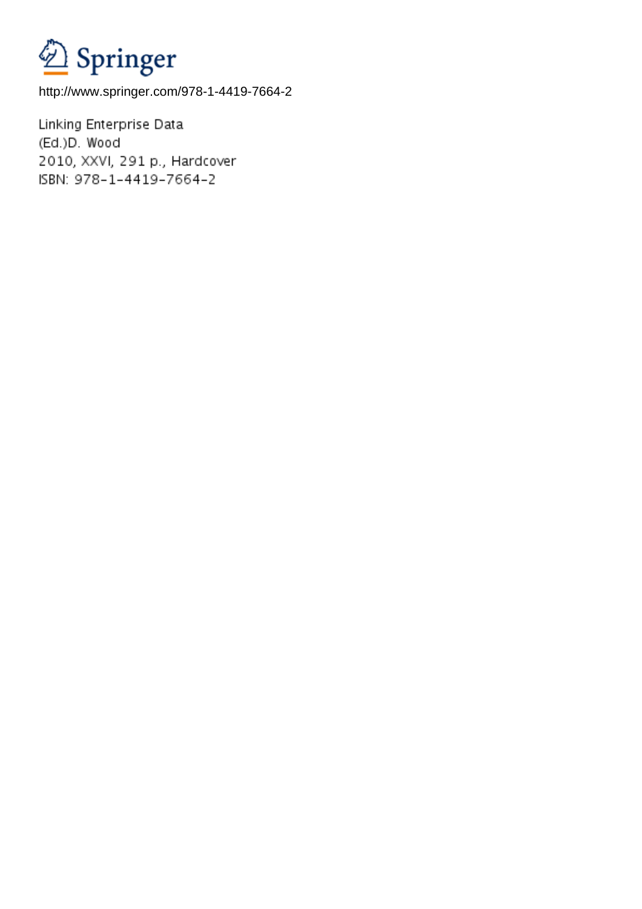Springer

http://www.springer.com/978-1-4419-7664-2

Linking Enterprise Data
(Ed.)D. Wood
2010, XXVI, 291 p., Hardcover
ISBN: 978-1-4419-7664-2